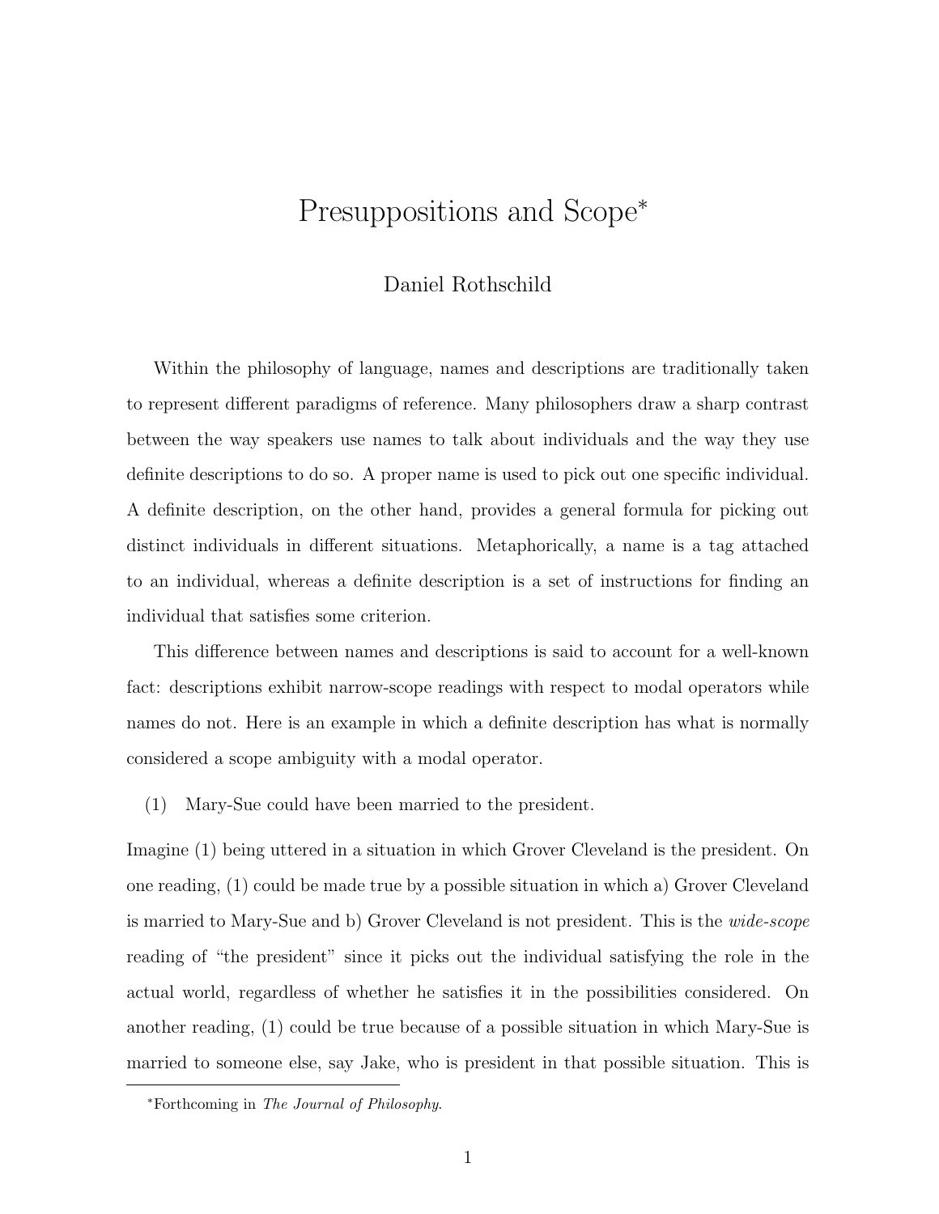# Presuppositions and Scope[*]

Daniel Rothschild

Within the philosophy of language, names and descriptions are traditionally taken to represent different paradigms of reference. Many philosophers draw a sharp contrast between the way speakers use names to talk about individuals and the way they use definite descriptions to do so. A proper name is used to pick out one specific individual. A definite description, on the other hand, provides a general formula for picking out distinct individuals in different situations. Metaphorically, a name is a tag attached to an individual, whereas a definite description is a set of instructions for finding an individual that satisfies some criterion.

This difference between names and descriptions is said to account for a well-known fact: descriptions exhibit narrow-scope readings with respect to modal operators while names do not. Here is an example in which a definite description has what is normally considered a scope ambiguity with a modal operator.

(1) Mary-Sue could have been married to the president.

Imagine (1) being uttered in a situation in which Grover Cleveland is the president. On one reading, (1) could be made true by a possible situation in which a) Grover Cleveland is married to Mary-Sue and b) Grover Cleveland is not president. This is the *wide-scope* reading of "the president" since it picks out the individual satisfying the role in the actual world, regardless of whether he satisfies it in the possibilities considered. On another reading, (1) could be true because of a possible situation in which Mary-Sue is married to someone else, say Jake, who is president in that possible situation. This is

[*]Forthcoming in *The Journal of Philosophy*.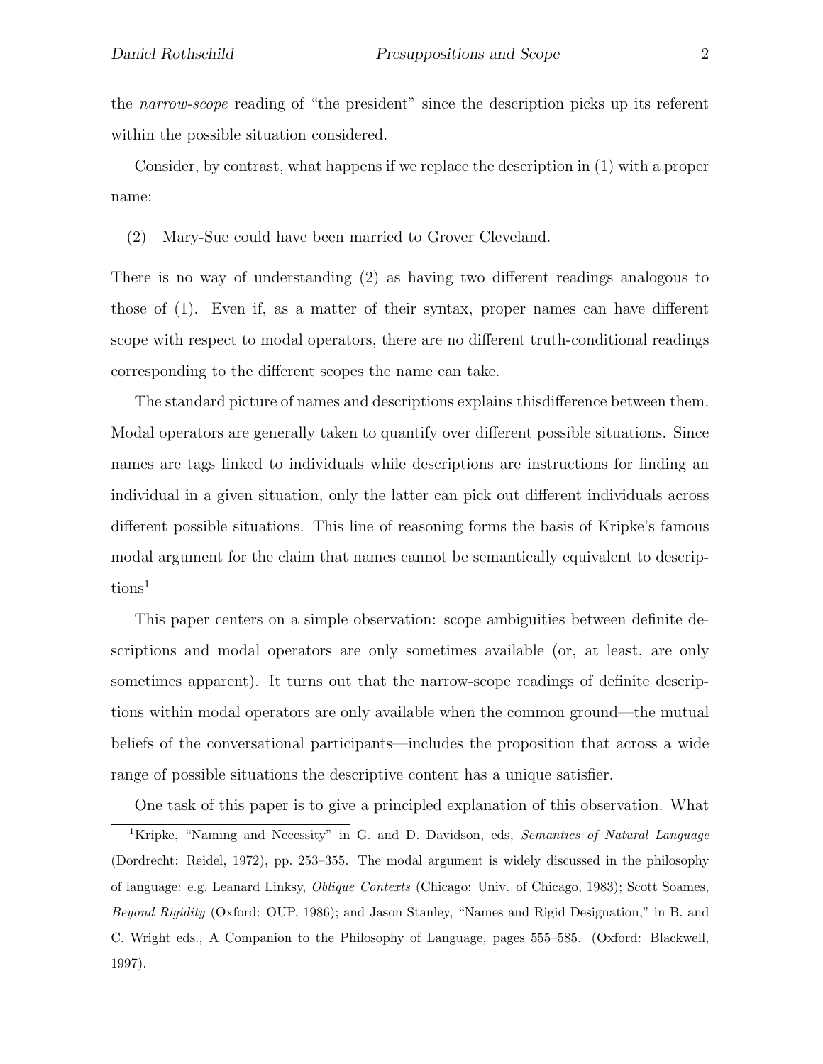the *narrow-scope* reading of “the president” since the description picks up its referent within the possible situation considered.

Consider, by contrast, what happens if we replace the description in (1) with a proper name:

(2) Mary-Sue could have been married to Grover Cleveland.

There is no way of understanding (2) as having two different readings analogous to those of (1). Even if, as a matter of their syntax, proper names can have different scope with respect to modal operators, there are no different truth-conditional readings corresponding to the different scopes the name can take.

The standard picture of names and descriptions explains thisdifference between them. Modal operators are generally taken to quantify over different possible situations. Since names are tags linked to individuals while descriptions are instructions for finding an individual in a given situation, only the latter can pick out different individuals across different possible situations. This line of reasoning forms the basis of Kripke’s famous modal argument for the claim that names cannot be semantically equivalent to descriptions[1]

This paper centers on a simple observation: scope ambiguities between definite descriptions and modal operators are only sometimes available (or, at least, are only sometimes apparent). It turns out that the narrow-scope readings of definite descriptions within modal operators are only available when the common ground—the mutual beliefs of the conversational participants—includes the proposition that across a wide range of possible situations the descriptive content has a unique satisfier.

One task of this paper is to give a principled explanation of this observation. What

---

[1] Kripke, “Naming and Necessity” in G. and D. Davidson, eds, *Semantics of Natural Language* (Dordrecht: Reidel, 1972), pp. 253–355. The modal argument is widely discussed in the philosophy of language: e.g. Leanard Linksy, *Oblique Contexts* (Chicago: Univ. of Chicago, 1983); Scott Soames, *Beyond Rigidity* (Oxford: OUP, 1986); and Jason Stanley, “Names and Rigid Designation,” in B. and C. Wright eds., A Companion to the Philosophy of Language, pages 555–585. (Oxford: Blackwell, 1997).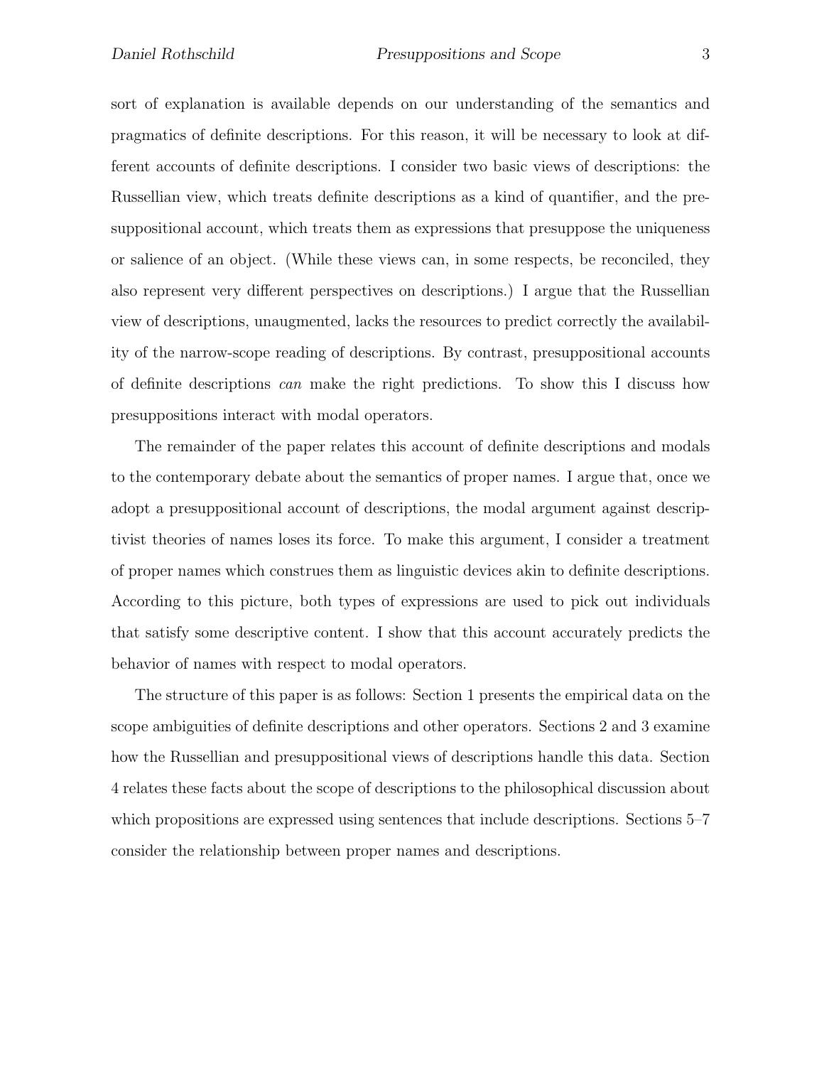sort of explanation is available depends on our understanding of the semantics and pragmatics of definite descriptions. For this reason, it will be necessary to look at different accounts of definite descriptions. I consider two basic views of descriptions: the Russellian view, which treats definite descriptions as a kind of quantifier, and the presuppositional account, which treats them as expressions that presuppose the uniqueness or salience of an object. (While these views can, in some respects, be reconciled, they also represent very different perspectives on descriptions.) I argue that the Russellian view of descriptions, unaugmented, lacks the resources to predict correctly the availability of the narrow-scope reading of descriptions. By contrast, presuppositional accounts of definite descriptions *can* make the right predictions. To show this I discuss how presuppositions interact with modal operators.

The remainder of the paper relates this account of definite descriptions and modals to the contemporary debate about the semantics of proper names. I argue that, once we adopt a presuppositional account of descriptions, the modal argument against descriptivist theories of names loses its force. To make this argument, I consider a treatment of proper names which construes them as linguistic devices akin to definite descriptions. According to this picture, both types of expressions are used to pick out individuals that satisfy some descriptive content. I show that this account accurately predicts the behavior of names with respect to modal operators.

The structure of this paper is as follows: Section 1 presents the empirical data on the scope ambiguities of definite descriptions and other operators. Sections 2 and 3 examine how the Russellian and presuppositional views of descriptions handle this data. Section 4 relates these facts about the scope of descriptions to the philosophical discussion about which propositions are expressed using sentences that include descriptions. Sections 5–7 consider the relationship between proper names and descriptions.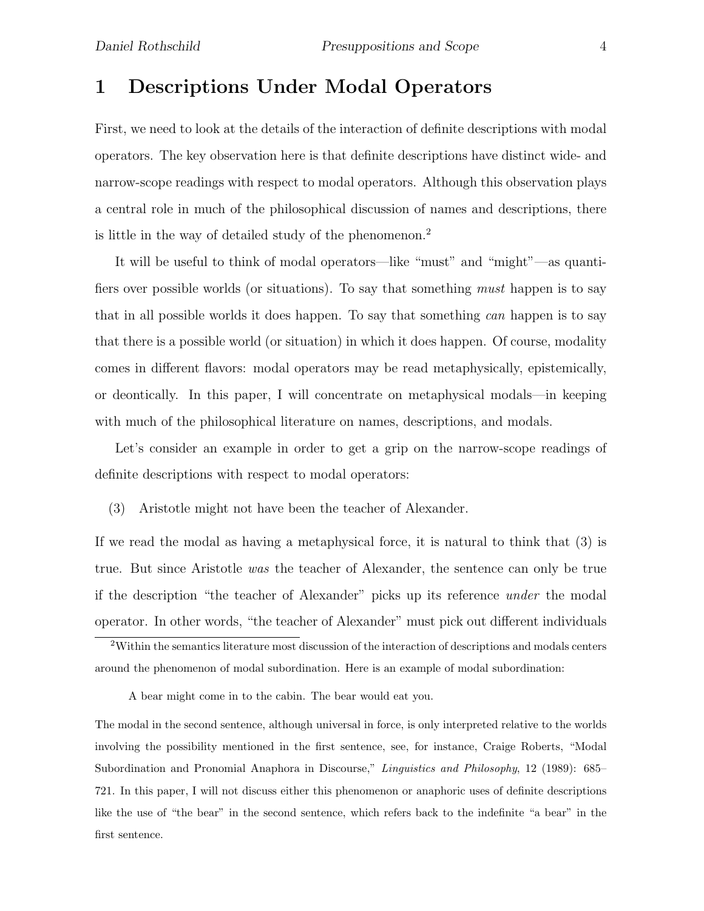# 1 Descriptions Under Modal Operators

First, we need to look at the details of the interaction of definite descriptions with modal operators. The key observation here is that definite descriptions have distinct wide- and narrow-scope readings with respect to modal operators. Although this observation plays a central role in much of the philosophical discussion of names and descriptions, there is little in the way of detailed study of the phenomenon.[2]

It will be useful to think of modal operators—like "must" and "might"—as quantifiers over possible worlds (or situations). To say that something *must* happen is to say that in all possible worlds it does happen. To say that something *can* happen is to say that there is a possible world (or situation) in which it does happen. Of course, modality comes in different flavors: modal operators may be read metaphysically, epistemically, or deontically. In this paper, I will concentrate on metaphysical modals—in keeping with much of the philosophical literature on names, descriptions, and modals.

Let's consider an example in order to get a grip on the narrow-scope readings of definite descriptions with respect to modal operators:

(3) Aristotle might not have been the teacher of Alexander.

If we read the modal as having a metaphysical force, it is natural to think that (3) is true. But since Aristotle *was* the teacher of Alexander, the sentence can only be true if the description "the teacher of Alexander" picks up its reference *under* the modal operator. In other words, "the teacher of Alexander" must pick out different individuals

---

[2] Within the semantics literature most discussion of the interaction of descriptions and modals centers around the phenomenon of modal subordination. Here is an example of modal subordination:

> A bear might come in to the cabin. The bear would eat you.

The modal in the second sentence, although universal in force, is only interpreted relative to the worlds involving the possibility mentioned in the first sentence, see, for instance, Craige Roberts, "Modal Subordination and Pronomial Anaphora in Discourse," *Linguistics and Philosophy*, 12 (1989): 685–721. In this paper, I will not discuss either this phenomenon or anaphoric uses of definite descriptions like the use of "the bear" in the second sentence, which refers back to the indefinite "a bear" in the first sentence.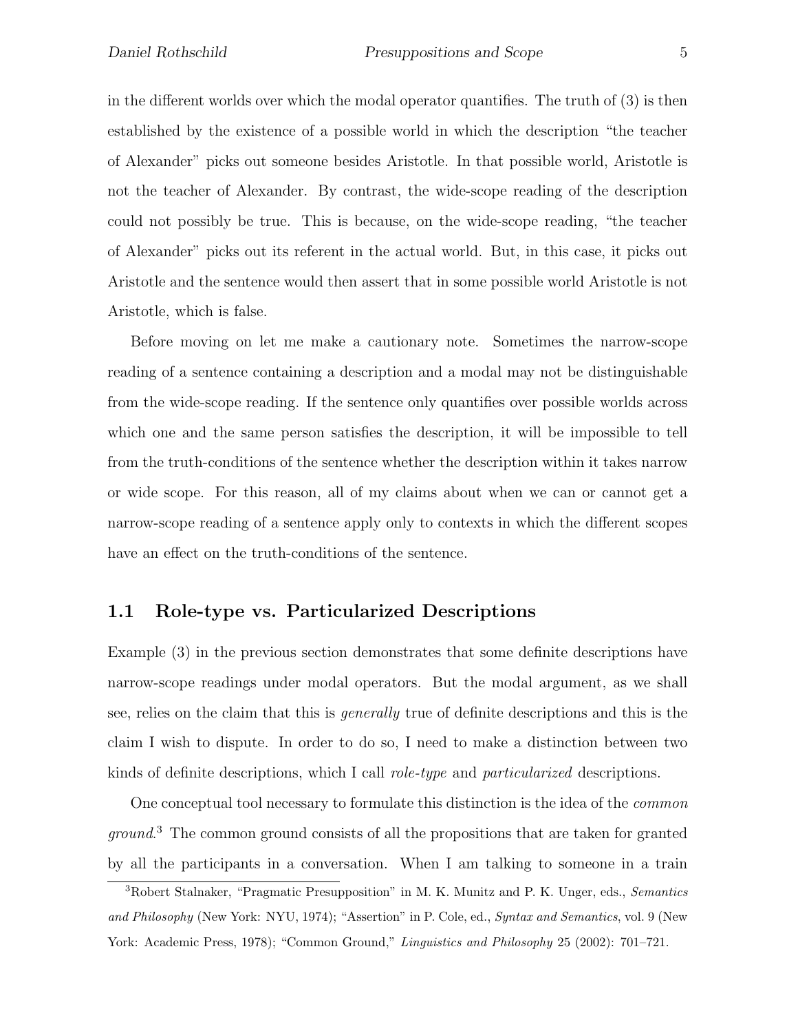in the different worlds over which the modal operator quantifies. The truth of (3) is then established by the existence of a possible world in which the description "the teacher of Alexander" picks out someone besides Aristotle. In that possible world, Aristotle is not the teacher of Alexander. By contrast, the wide-scope reading of the description could not possibly be true. This is because, on the wide-scope reading, "the teacher of Alexander" picks out its referent in the actual world. But, in this case, it picks out Aristotle and the sentence would then assert that in some possible world Aristotle is not Aristotle, which is false.

Before moving on let me make a cautionary note. Sometimes the narrow-scope reading of a sentence containing a description and a modal may not be distinguishable from the wide-scope reading. If the sentence only quantifies over possible worlds across which one and the same person satisfies the description, it will be impossible to tell from the truth-conditions of the sentence whether the description within it takes narrow or wide scope. For this reason, all of my claims about when we can or cannot get a narrow-scope reading of a sentence apply only to contexts in which the different scopes have an effect on the truth-conditions of the sentence.

## 1.1 Role-type vs. Particularized Descriptions

Example (3) in the previous section demonstrates that some definite descriptions have narrow-scope readings under modal operators. But the modal argument, as we shall see, relies on the claim that this is *generally* true of definite descriptions and this is the claim I wish to dispute. In order to do so, I need to make a distinction between two kinds of definite descriptions, which I call *role-type* and *particularized* descriptions.

One conceptual tool necessary to formulate this distinction is the idea of the *common ground*.[3] The common ground consists of all the propositions that are taken for granted by all the participants in a conversation. When I am talking to someone in a train

[3] Robert Stalnaker, "Pragmatic Presupposition" in M. K. Munitz and P. K. Unger, eds., *Semantics and Philosophy* (New York: NYU, 1974); "Assertion" in P. Cole, ed., *Syntax and Semantics*, vol. 9 (New York: Academic Press, 1978); "Common Ground," *Linguistics and Philosophy* 25 (2002): 701–721.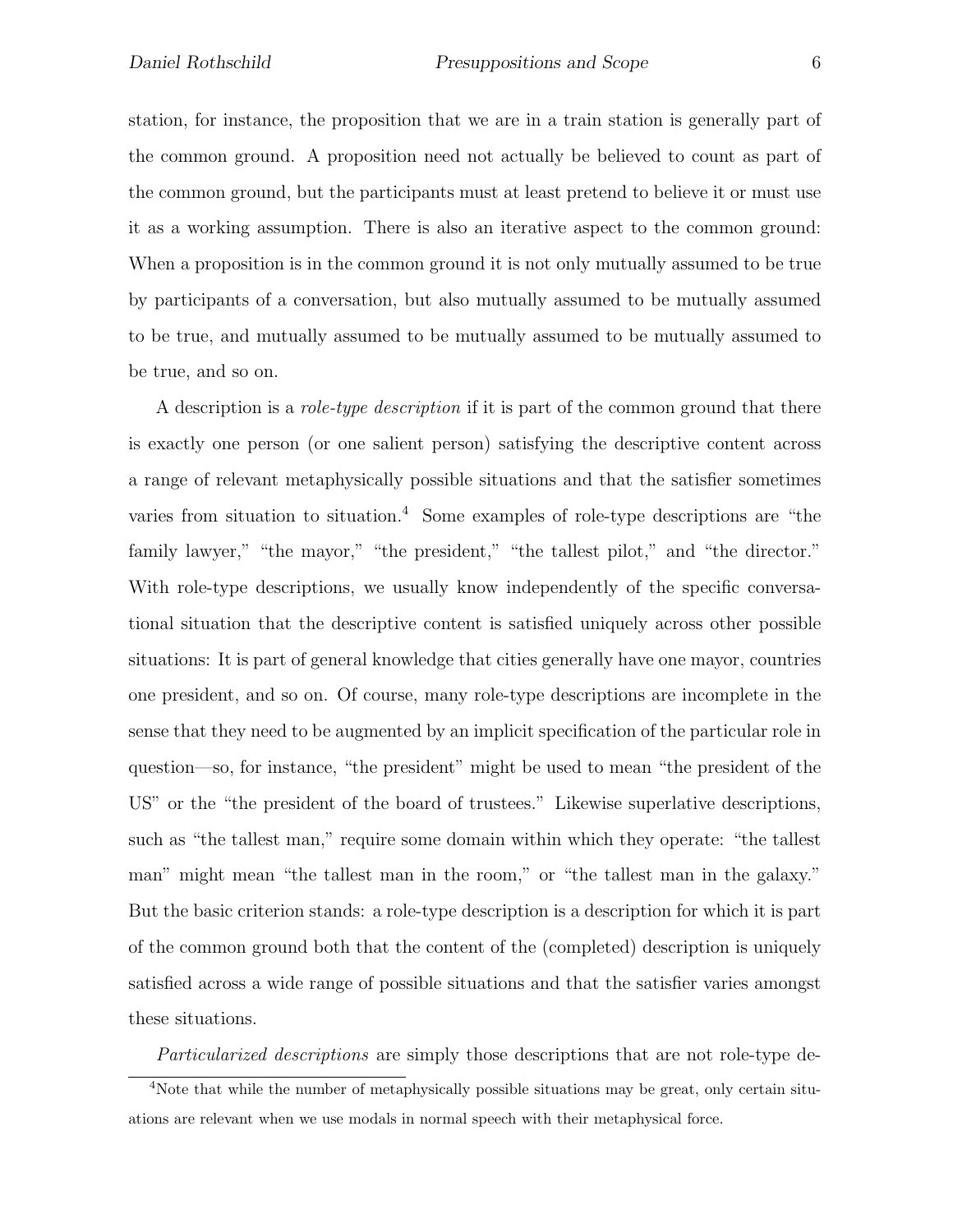station, for instance, the proposition that we are in a train station is generally part of the common ground. A proposition need not actually be believed to count as part of the common ground, but the participants must at least pretend to believe it or must use it as a working assumption. There is also an iterative aspect to the common ground: When a proposition is in the common ground it is not only mutually assumed to be true by participants of a conversation, but also mutually assumed to be mutually assumed to be true, and mutually assumed to be mutually assumed to be mutually assumed to be true, and so on.

A description is a *role-type description* if it is part of the common ground that there is exactly one person (or one salient person) satisfying the descriptive content across a range of relevant metaphysically possible situations and that the satisfier sometimes varies from situation to situation.[4] Some examples of role-type descriptions are "the family lawyer," "the mayor," "the president," "the tallest pilot," and "the director." With role-type descriptions, we usually know independently of the specific conversational situation that the descriptive content is satisfied uniquely across other possible situations: It is part of general knowledge that cities generally have one mayor, countries one president, and so on. Of course, many role-type descriptions are incomplete in the sense that they need to be augmented by an implicit specification of the particular role in question—so, for instance, "the president" might be used to mean "the president of the US" or the "the president of the board of trustees." Likewise superlative descriptions, such as "the tallest man," require some domain within which they operate: "the tallest man" might mean "the tallest man in the room," or "the tallest man in the galaxy." But the basic criterion stands: a role-type description is a description for which it is part of the common ground both that the content of the (completed) description is uniquely satisfied across a wide range of possible situations and that the satisfier varies amongst these situations.

*Particularized descriptions* are simply those descriptions that are not role-type de-

[4]Note that while the number of metaphysically possible situations may be great, only certain situations are relevant when we use modals in normal speech with their metaphysical force.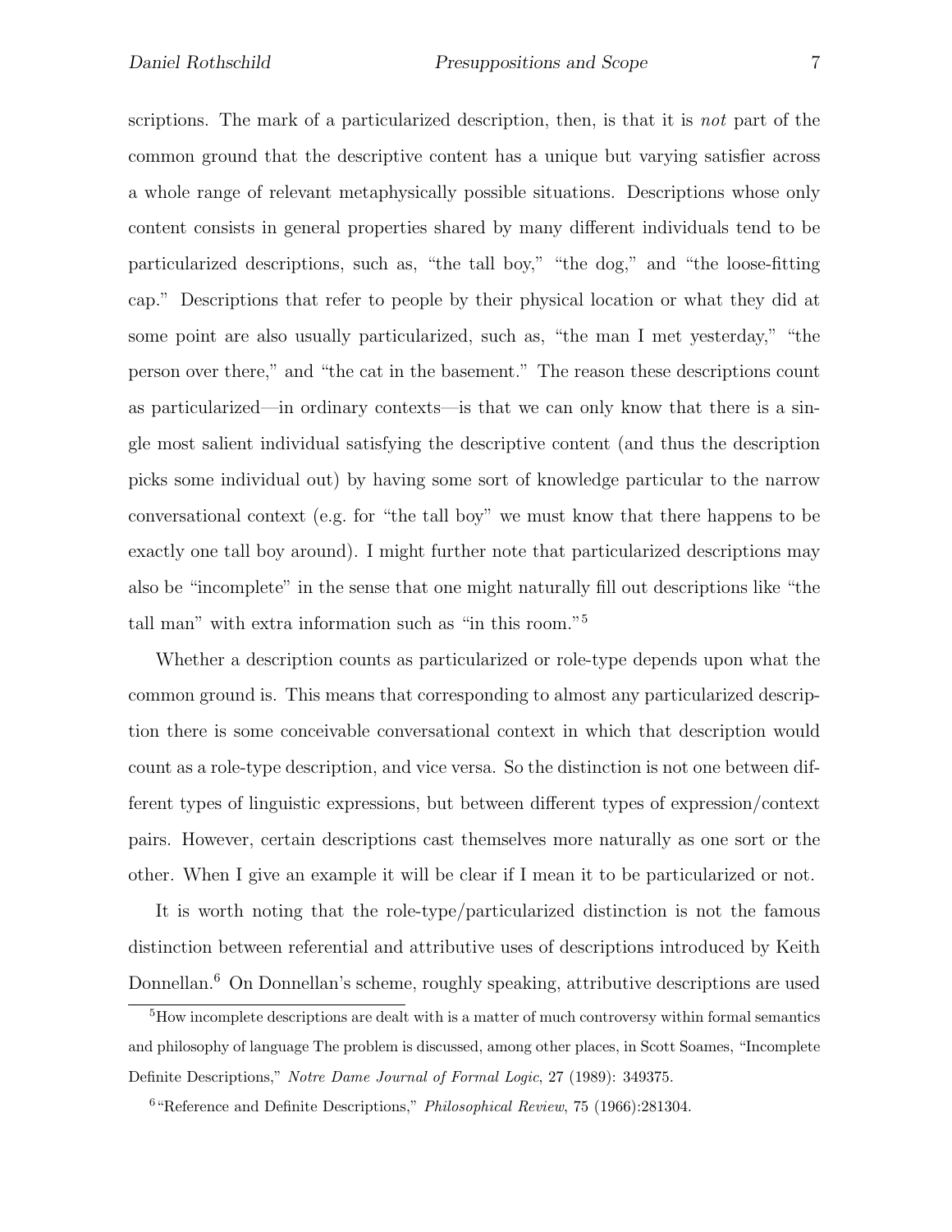scriptions. The mark of a particularized description, then, is that it is *not* part of the common ground that the descriptive content has a unique but varying satisfier across a whole range of relevant metaphysically possible situations. Descriptions whose only content consists in general properties shared by many different individuals tend to be particularized descriptions, such as, "the tall boy," "the dog," and "the loose-fitting cap." Descriptions that refer to people by their physical location or what they did at some point are also usually particularized, such as, "the man I met yesterday," "the person over there," and "the cat in the basement." The reason these descriptions count as particularized—in ordinary contexts—is that we can only know that there is a single most salient individual satisfying the descriptive content (and thus the description picks some individual out) by having some sort of knowledge particular to the narrow conversational context (e.g. for "the tall boy" we must know that there happens to be exactly one tall boy around). I might further note that particularized descriptions may also be "incomplete" in the sense that one might naturally fill out descriptions like "the tall man" with extra information such as "in this room."[5]

Whether a description counts as particularized or role-type depends upon what the common ground is. This means that corresponding to almost any particularized description there is some conceivable conversational context in which that description would count as a role-type description, and vice versa. So the distinction is not one between different types of linguistic expressions, but between different types of expression/context pairs. However, certain descriptions cast themselves more naturally as one sort or the other. When I give an example it will be clear if I mean it to be particularized or not.

It is worth noting that the role-type/particularized distinction is not the famous distinction between referential and attributive uses of descriptions introduced by Keith Donnellan.[6] On Donnellan's scheme, roughly speaking, attributive descriptions are used

[5]How incomplete descriptions are dealt with is a matter of much controversy within formal semantics and philosophy of language The problem is discussed, among other places, in Scott Soames, "Incomplete Definite Descriptions," *Notre Dame Journal of Formal Logic*, 27 (1989): 349375.

[6]"Reference and Definite Descriptions," *Philosophical Review*, 75 (1966):281304.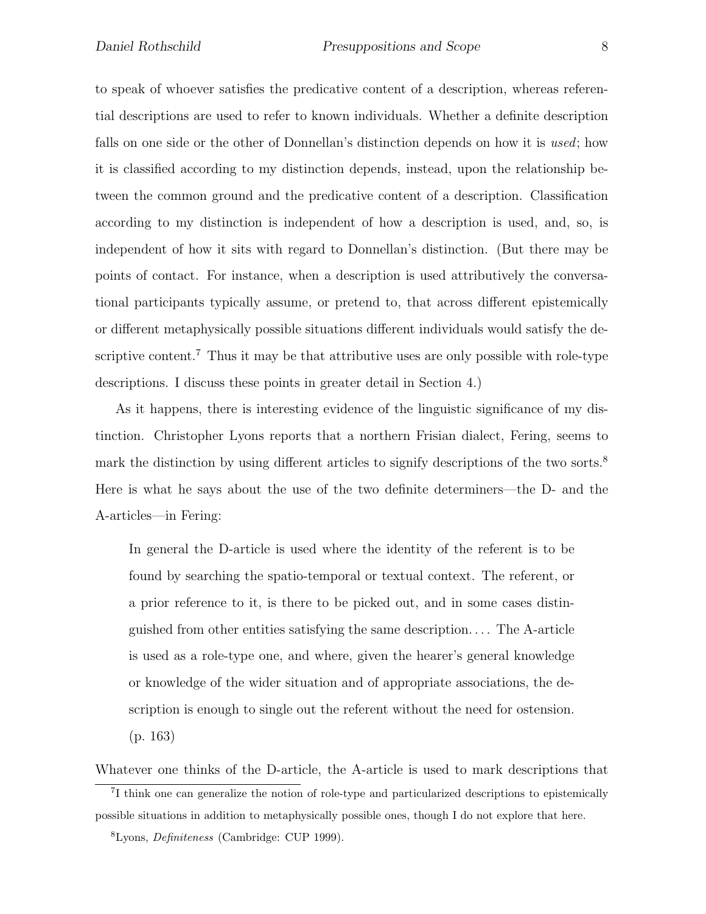to speak of whoever satisfies the predicative content of a description, whereas referential descriptions are used to refer to known individuals. Whether a definite description falls on one side or the other of Donnellan's distinction depends on how it is *used*; how it is classified according to my distinction depends, instead, upon the relationship between the common ground and the predicative content of a description. Classification according to my distinction is independent of how a description is used, and, so, is independent of how it sits with regard to Donnellan's distinction. (But there may be points of contact. For instance, when a description is used attributively the conversational participants typically assume, or pretend to, that across different epistemically or different metaphysically possible situations different individuals would satisfy the descriptive content.[7] Thus it may be that attributive uses are only possible with role-type descriptions. I discuss these points in greater detail in Section 4.)

As it happens, there is interesting evidence of the linguistic significance of my distinction. Christopher Lyons reports that a northern Frisian dialect, Fering, seems to mark the distinction by using different articles to signify descriptions of the two sorts.[8] Here is what he says about the use of the two definite determiners—the D- and the A-articles—in Fering:

> In general the D-article is used where the identity of the referent is to be found by searching the spatio-temporal or textual context. The referent, or a prior reference to it, is there to be picked out, and in some cases distinguished from other entities satisfying the same description. . . . The A-article is used as a role-type one, and where, given the hearer's general knowledge or knowledge of the wider situation and of appropriate associations, the description is enough to single out the referent without the need for ostension. (p. 163)

Whatever one thinks of the D-article, the A-article is used to mark descriptions that

[7] I think one can generalize the notion of role-type and particularized descriptions to epistemically possible situations in addition to metaphysically possible ones, though I do not explore that here.

[8] Lyons, *Definiteness* (Cambridge: CUP 1999).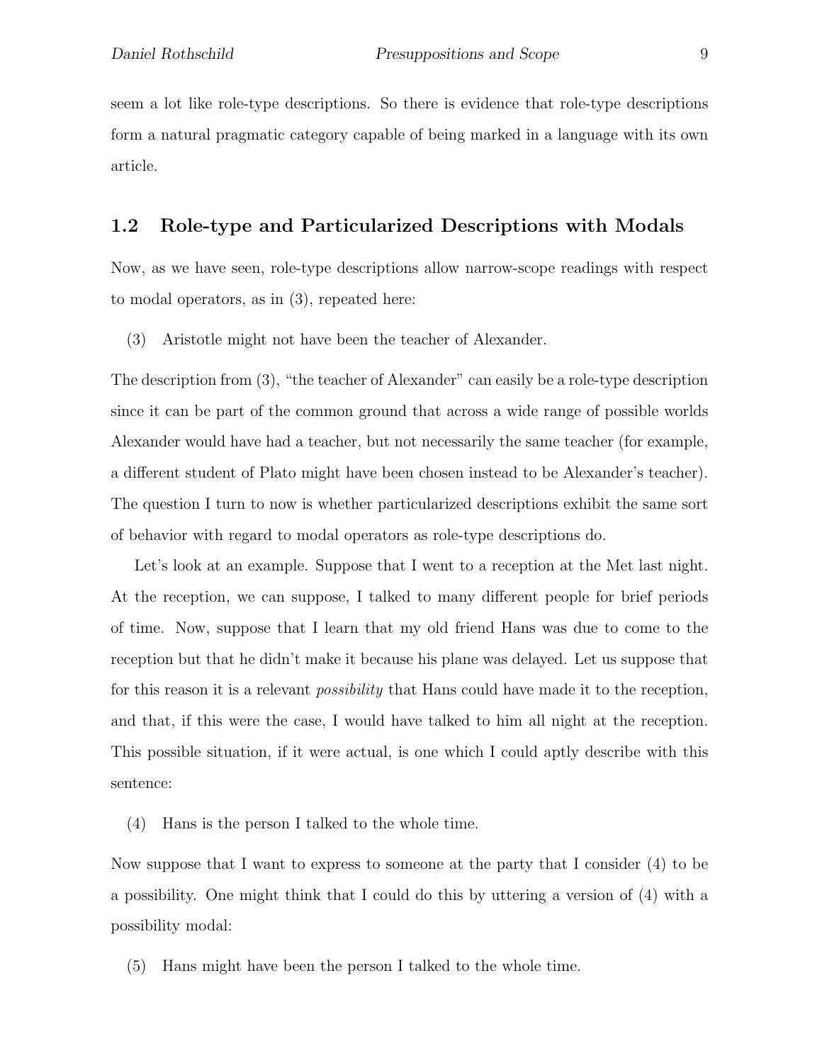seem a lot like role-type descriptions. So there is evidence that role-type descriptions form a natural pragmatic category capable of being marked in a language with its own article.

## 1.2 Role-type and Particularized Descriptions with Modals

Now, as we have seen, role-type descriptions allow narrow-scope readings with respect to modal operators, as in (3), repeated here:

(3) Aristotle might not have been the teacher of Alexander.

The description from (3), "the teacher of Alexander" can easily be a role-type description since it can be part of the common ground that across a wide range of possible worlds Alexander would have had a teacher, but not necessarily the same teacher (for example, a different student of Plato might have been chosen instead to be Alexander's teacher). The question I turn to now is whether particularized descriptions exhibit the same sort of behavior with regard to modal operators as role-type descriptions do.

Let's look at an example. Suppose that I went to a reception at the Met last night. At the reception, we can suppose, I talked to many different people for brief periods of time. Now, suppose that I learn that my old friend Hans was due to come to the reception but that he didn't make it because his plane was delayed. Let us suppose that for this reason it is a relevant *possibility* that Hans could have made it to the reception, and that, if this were the case, I would have talked to him all night at the reception. This possible situation, if it were actual, is one which I could aptly describe with this sentence:

(4) Hans is the person I talked to the whole time.

Now suppose that I want to express to someone at the party that I consider (4) to be a possibility. One might think that I could do this by uttering a version of (4) with a possibility modal:

(5) Hans might have been the person I talked to the whole time.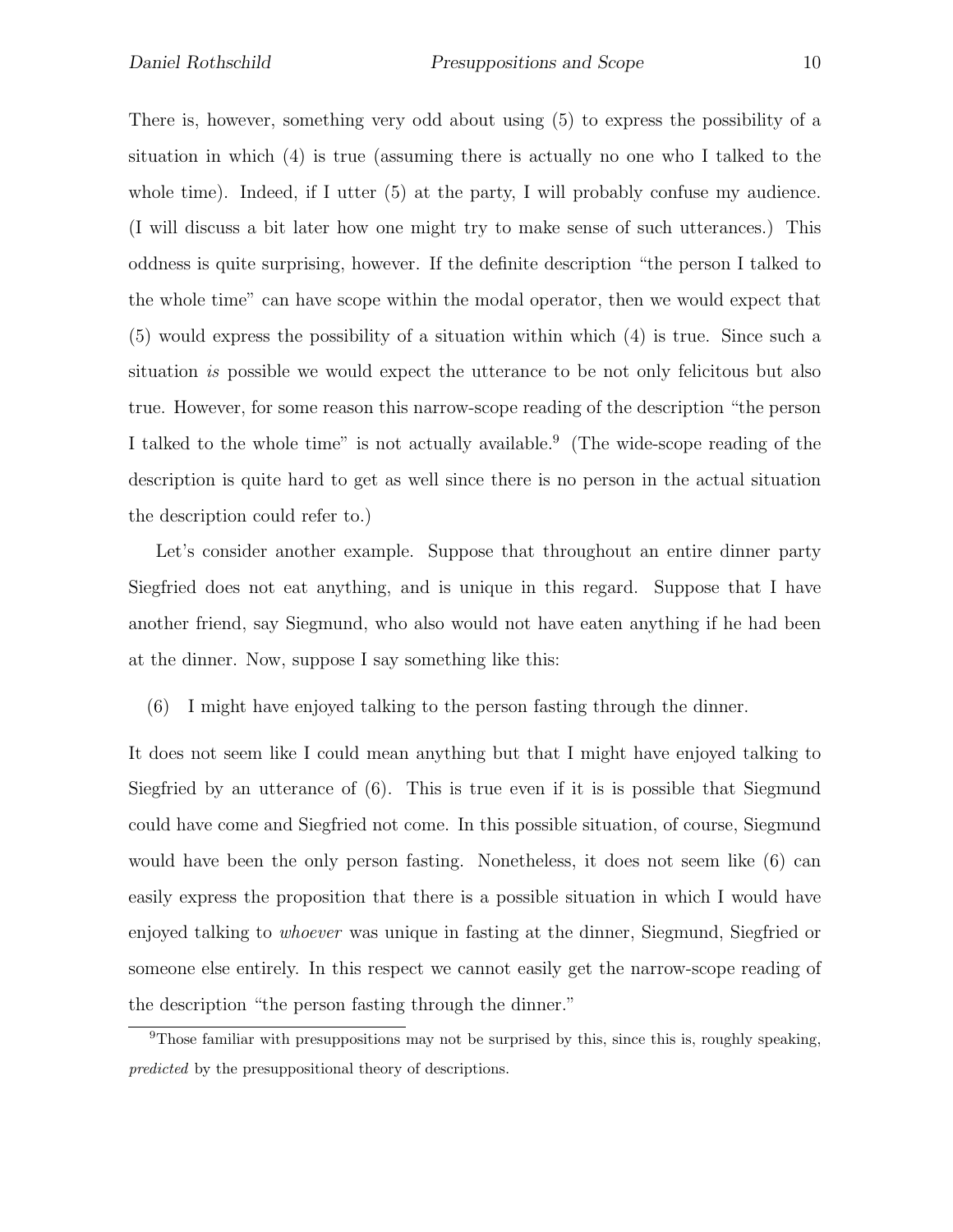There is, however, something very odd about using (5) to express the possibility of a situation in which (4) is true (assuming there is actually no one who I talked to the whole time). Indeed, if I utter (5) at the party, I will probably confuse my audience. (I will discuss a bit later how one might try to make sense of such utterances.) This oddness is quite surprising, however. If the definite description "the person I talked to the whole time" can have scope within the modal operator, then we would expect that (5) would express the possibility of a situation within which (4) is true. Since such a situation *is* possible we would expect the utterance to be not only felicitous but also true. However, for some reason this narrow-scope reading of the description "the person I talked to the whole time" is not actually available.[9] (The wide-scope reading of the description is quite hard to get as well since there is no person in the actual situation the description could refer to.)

Let's consider another example. Suppose that throughout an entire dinner party Siegfried does not eat anything, and is unique in this regard. Suppose that I have another friend, say Siegmund, who also would not have eaten anything if he had been at the dinner. Now, suppose I say something like this:

(6) I might have enjoyed talking to the person fasting through the dinner.

It does not seem like I could mean anything but that I might have enjoyed talking to Siegfried by an utterance of (6). This is true even if it is is possible that Siegmund could have come and Siegfried not come. In this possible situation, of course, Siegmund would have been the only person fasting. Nonetheless, it does not seem like (6) can easily express the proposition that there is a possible situation in which I would have enjoyed talking to *whoever* was unique in fasting at the dinner, Siegmund, Siegfried or someone else entirely. In this respect we cannot easily get the narrow-scope reading of the description "the person fasting through the dinner."

[9] Those familiar with presuppositions may not be surprised by this, since this is, roughly speaking, *predicted* by the presuppositional theory of descriptions.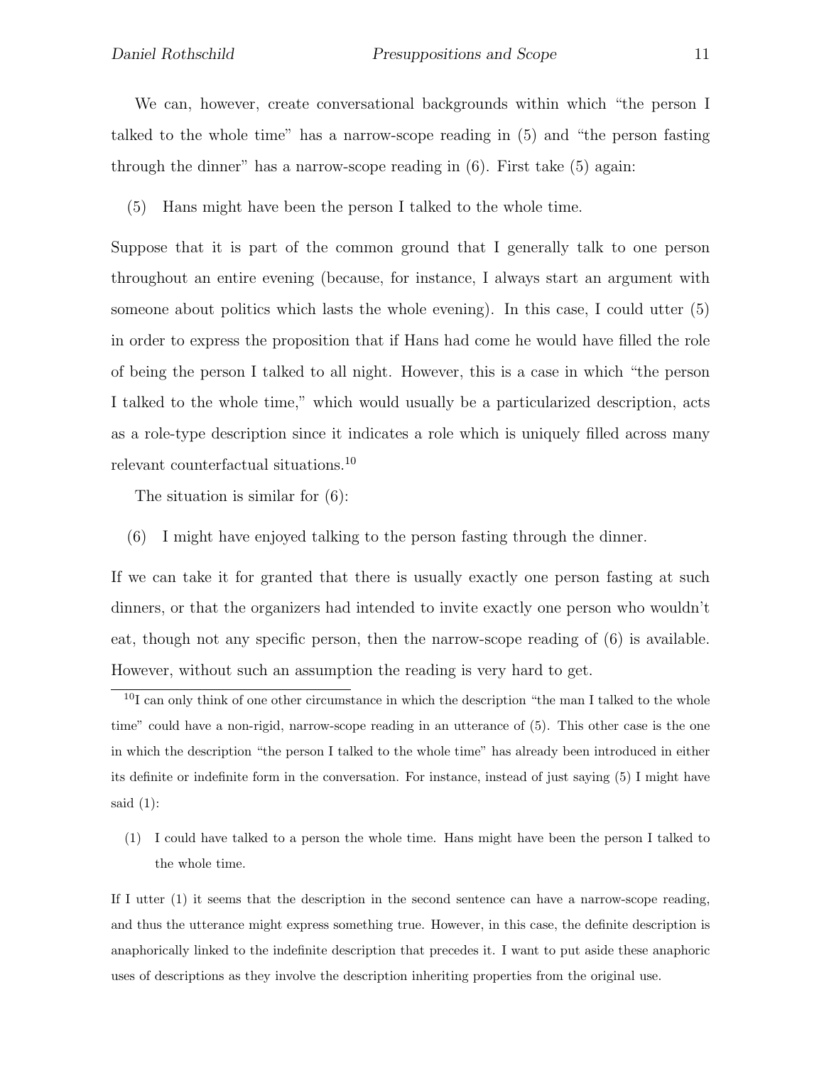We can, however, create conversational backgrounds within which "the person I talked to the whole time" has a narrow-scope reading in (5) and "the person fasting through the dinner" has a narrow-scope reading in (6). First take (5) again:

(5) Hans might have been the person I talked to the whole time.

Suppose that it is part of the common ground that I generally talk to one person throughout an entire evening (because, for instance, I always start an argument with someone about politics which lasts the whole evening). In this case, I could utter (5) in order to express the proposition that if Hans had come he would have filled the role of being the person I talked to all night. However, this is a case in which "the person I talked to the whole time," which would usually be a particularized description, acts as a role-type description since it indicates a role which is uniquely filled across many relevant counterfactual situations.[10]

The situation is similar for (6):

(6) I might have enjoyed talking to the person fasting through the dinner.

If we can take it for granted that there is usually exactly one person fasting at such dinners, or that the organizers had intended to invite exactly one person who wouldn't eat, though not any specific person, then the narrow-scope reading of (6) is available. However, without such an assumption the reading is very hard to get.

---

[10] I can only think of one other circumstance in which the description "the man I talked to the whole time" could have a non-rigid, narrow-scope reading in an utterance of (5). This other case is the one in which the description "the person I talked to the whole time" has already been introduced in either its definite or indefinite form in the conversation. For instance, instead of just saying (5) I might have said (1):

(1) I could have talked to a person the whole time. Hans might have been the person I talked to the whole time.

If I utter (1) it seems that the description in the second sentence can have a narrow-scope reading, and thus the utterance might express something true. However, in this case, the definite description is anaphorically linked to the indefinite description that precedes it. I want to put aside these anaphoric uses of descriptions as they involve the description inheriting properties from the original use.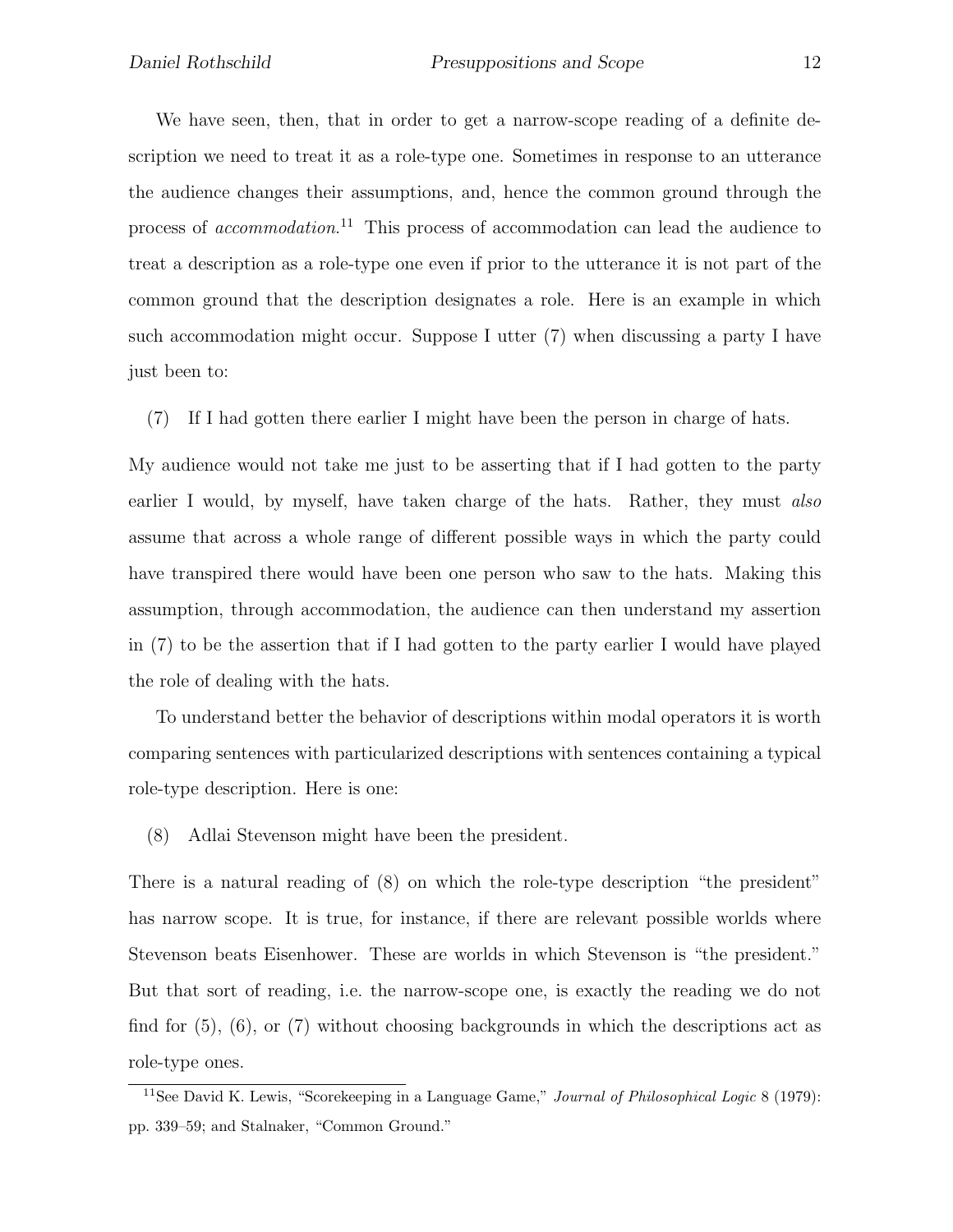We have seen, then, that in order to get a narrow-scope reading of a definite description we need to treat it as a role-type one. Sometimes in response to an utterance the audience changes their assumptions, and, hence the common ground through the process of *accommodation*.[11] This process of accommodation can lead the audience to treat a description as a role-type one even if prior to the utterance it is not part of the common ground that the description designates a role. Here is an example in which such accommodation might occur. Suppose I utter (7) when discussing a party I have just been to:

(7) If I had gotten there earlier I might have been the person in charge of hats.

My audience would not take me just to be asserting that if I had gotten to the party earlier I would, by myself, have taken charge of the hats. Rather, they must *also* assume that across a whole range of different possible ways in which the party could have transpired there would have been one person who saw to the hats. Making this assumption, through accommodation, the audience can then understand my assertion in (7) to be the assertion that if I had gotten to the party earlier I would have played the role of dealing with the hats.

To understand better the behavior of descriptions within modal operators it is worth comparing sentences with particularized descriptions with sentences containing a typical role-type description. Here is one:

(8) Adlai Stevenson might have been the president.

There is a natural reading of (8) on which the role-type description "the president" has narrow scope. It is true, for instance, if there are relevant possible worlds where Stevenson beats Eisenhower. These are worlds in which Stevenson is "the president." But that sort of reading, i.e. the narrow-scope one, is exactly the reading we do not find for (5), (6), or (7) without choosing backgrounds in which the descriptions act as role-type ones.

[11] See David K. Lewis, "Scorekeeping in a Language Game," *Journal of Philosophical Logic* 8 (1979): pp. 339–59; and Stalnaker, "Common Ground."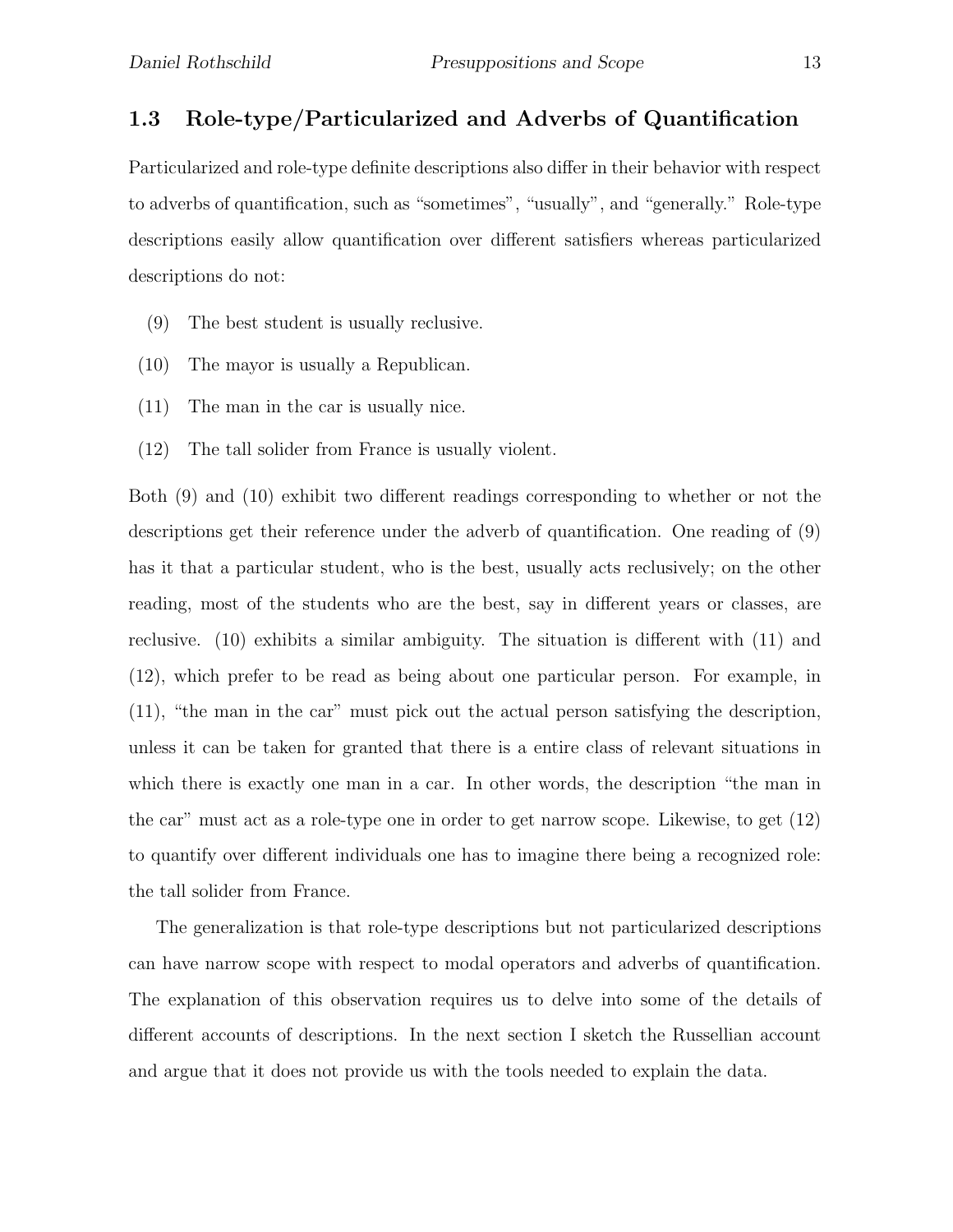## 1.3 Role-type/Particularized and Adverbs of Quantification

Particularized and role-type definite descriptions also differ in their behavior with respect to adverbs of quantification, such as "sometimes", "usually", and "generally." Role-type descriptions easily allow quantification over different satisfiers whereas particularized descriptions do not:

(9) The best student is usually reclusive.

(10) The mayor is usually a Republican.

(11) The man in the car is usually nice.

(12) The tall solider from France is usually violent.

Both (9) and (10) exhibit two different readings corresponding to whether or not the descriptions get their reference under the adverb of quantification. One reading of (9) has it that a particular student, who is the best, usually acts reclusively; on the other reading, most of the students who are the best, say in different years or classes, are reclusive. (10) exhibits a similar ambiguity. The situation is different with (11) and (12), which prefer to be read as being about one particular person. For example, in (11), "the man in the car" must pick out the actual person satisfying the description, unless it can be taken for granted that there is a entire class of relevant situations in which there is exactly one man in a car. In other words, the description "the man in the car" must act as a role-type one in order to get narrow scope. Likewise, to get (12) to quantify over different individuals one has to imagine there being a recognized role: the tall solider from France.

The generalization is that role-type descriptions but not particularized descriptions can have narrow scope with respect to modal operators and adverbs of quantification. The explanation of this observation requires us to delve into some of the details of different accounts of descriptions. In the next section I sketch the Russellian account and argue that it does not provide us with the tools needed to explain the data.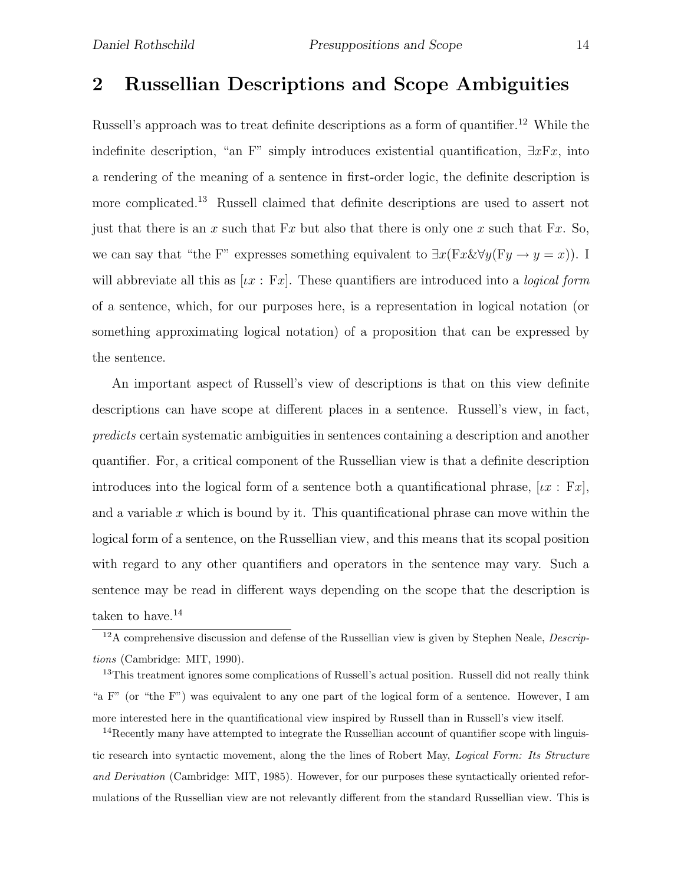## 2 Russellian Descriptions and Scope Ambiguities

Russell's approach was to treat definite descriptions as a form of quantifier.[12] While the indefinite description, "an F" simply introduces existential quantification, $\exists x \mathrm{F}x$, into a rendering of the meaning of a sentence in first-order logic, the definite description is more complicated.[13] Russell claimed that definite descriptions are used to assert not just that there is an $x$ such that $\mathrm{F}x$ but also that there is only one $x$ such that $\mathrm{F}x$. So, we can say that "the F" expresses something equivalent to $\exists x(\mathrm{F}x \& \forall y(\mathrm{F}y \rightarrow y = x))$. I will abbreviate all this as $[\iota x : \mathrm{F}x]$. These quantifiers are introduced into a *logical form* of a sentence, which, for our purposes here, is a representation in logical notation (or something approximating logical notation) of a proposition that can be expressed by the sentence.

An important aspect of Russell's view of descriptions is that on this view definite descriptions can have scope at different places in a sentence. Russell's view, in fact, *predicts* certain systematic ambiguities in sentences containing a description and another quantifier. For, a critical component of the Russellian view is that a definite description introduces into the logical form of a sentence both a quantificational phrase, $[\iota x : \mathrm{F}x]$, and a variable $x$ which is bound by it. This quantificational phrase can move within the logical form of a sentence, on the Russellian view, and this means that its scopal position with regard to any other quantifiers and operators in the sentence may vary. Such a sentence may be read in different ways depending on the scope that the description is taken to have.[14]

[12] A comprehensive discussion and defense of the Russellian view is given by Stephen Neale, *Descriptions* (Cambridge: MIT, 1990).

[13] This treatment ignores some complications of Russell's actual position. Russell did not really think "a F" (or "the F") was equivalent to any one part of the logical form of a sentence. However, I am more interested here in the quantificational view inspired by Russell than in Russell's view itself.

[14] Recently many have attempted to integrate the Russellian account of quantifier scope with linguistic research into syntactic movement, along the the lines of Robert May, *Logical Form: Its Structure and Derivation* (Cambridge: MIT, 1985). However, for our purposes these syntactically oriented reformulations of the Russellian view are not relevantly different from the standard Russellian view. This is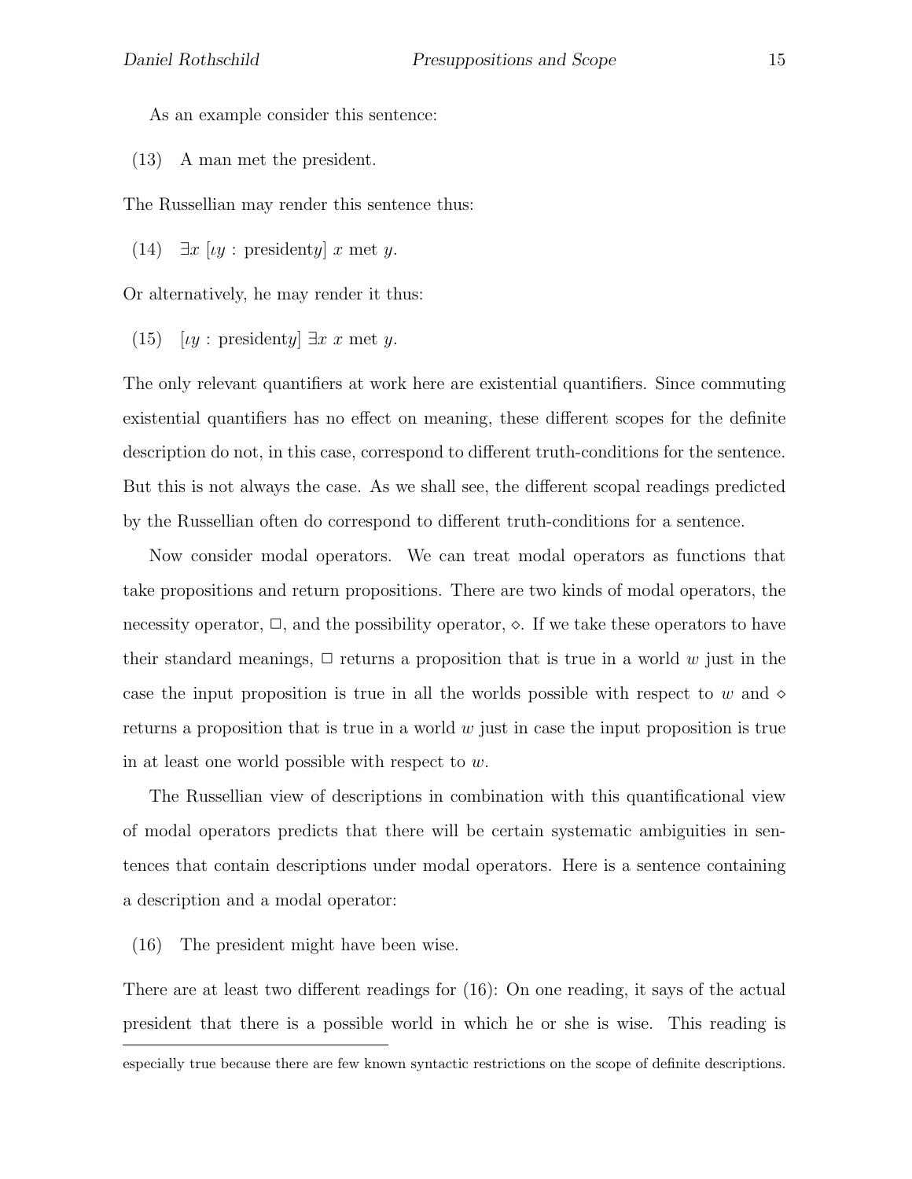As an example consider this sentence:

(13) A man met the president.

The Russellian may render this sentence thus:

(14) $\exists x\ [\iota y : \text{president} y]\ x \text{ met } y.$

Or alternatively, he may render it thus:

(15) $[\iota y : \text{president} y]\ \exists x\ x \text{ met } y.$

The only relevant quantifiers at work here are existential quantifiers. Since commuting existential quantifiers has no effect on meaning, these different scopes for the definite description do not, in this case, correspond to different truth-conditions for the sentence. But this is not always the case. As we shall see, the different scopal readings predicted by the Russellian often do correspond to different truth-conditions for a sentence.

Now consider modal operators. We can treat modal operators as functions that take propositions and return propositions. There are two kinds of modal operators, the necessity operator, $\Box$, and the possibility operator, $\diamond$. If we take these operators to have their standard meanings, $\Box$ returns a proposition that is true in a world $w$ just in the case the input proposition is true in all the worlds possible with respect to $w$ and $\diamond$ returns a proposition that is true in a world $w$ just in case the input proposition is true in at least one world possible with respect to $w$.

The Russellian view of descriptions in combination with this quantificational view of modal operators predicts that there will be certain systematic ambiguities in sentences that contain descriptions under modal operators. Here is a sentence containing a description and a modal operator:

(16) The president might have been wise.

There are at least two different readings for (16): On one reading, it says of the actual president that there is a possible world in which he or she is wise. This reading is

especially true because there are few known syntactic restrictions on the scope of definite descriptions.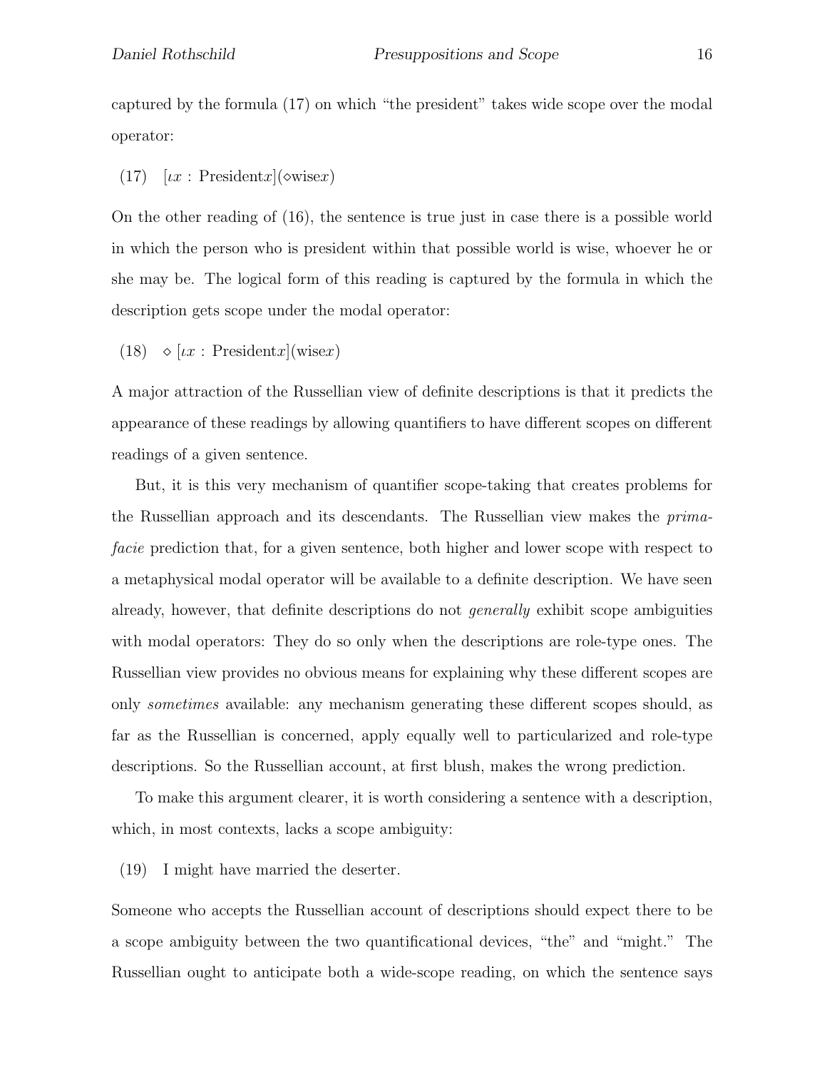captured by the formula (17) on which "the president" takes wide scope over the modal operator:

(17) $[\iota x : \text{President}x](\diamond \text{wise}x)$

On the other reading of (16), the sentence is true just in case there is a possible world in which the person who is president within that possible world is wise, whoever he or she may be. The logical form of this reading is captured by the formula in which the description gets scope under the modal operator:

(18) $\diamond\, [\iota x : \text{President}x](\text{wise}x)$

A major attraction of the Russellian view of definite descriptions is that it predicts the appearance of these readings by allowing quantifiers to have different scopes on different readings of a given sentence.

But, it is this very mechanism of quantifier scope-taking that creates problems for the Russellian approach and its descendants. The Russellian view makes the *prima-facie* prediction that, for a given sentence, both higher and lower scope with respect to a metaphysical modal operator will be available to a definite description. We have seen already, however, that definite descriptions do not *generally* exhibit scope ambiguities with modal operators: They do so only when the descriptions are role-type ones. The Russellian view provides no obvious means for explaining why these different scopes are only *sometimes* available: any mechanism generating these different scopes should, as far as the Russellian is concerned, apply equally well to particularized and role-type descriptions. So the Russellian account, at first blush, makes the wrong prediction.

To make this argument clearer, it is worth considering a sentence with a description, which, in most contexts, lacks a scope ambiguity:

(19) I might have married the deserter.

Someone who accepts the Russellian account of descriptions should expect there to be a scope ambiguity between the two quantificational devices, "the" and "might." The Russellian ought to anticipate both a wide-scope reading, on which the sentence says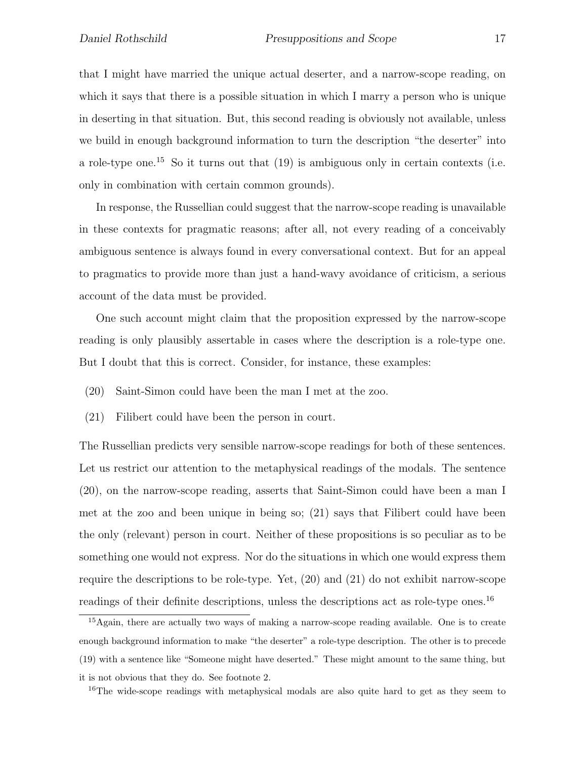that I might have married the unique actual deserter, and a narrow-scope reading, on which it says that there is a possible situation in which I marry a person who is unique in deserting in that situation. But, this second reading is obviously not available, unless we build in enough background information to turn the description "the deserter" into a role-type one.[15] So it turns out that (19) is ambiguous only in certain contexts (i.e. only in combination with certain common grounds).

In response, the Russellian could suggest that the narrow-scope reading is unavailable in these contexts for pragmatic reasons; after all, not every reading of a conceivably ambiguous sentence is always found in every conversational context. But for an appeal to pragmatics to provide more than just a hand-wavy avoidance of criticism, a serious account of the data must be provided.

One such account might claim that the proposition expressed by the narrow-scope reading is only plausibly assertable in cases where the description is a role-type one. But I doubt that this is correct. Consider, for instance, these examples:

(20) Saint-Simon could have been the man I met at the zoo.

(21) Filibert could have been the person in court.

The Russellian predicts very sensible narrow-scope readings for both of these sentences. Let us restrict our attention to the metaphysical readings of the modals. The sentence (20), on the narrow-scope reading, asserts that Saint-Simon could have been a man I met at the zoo and been unique in being so; (21) says that Filibert could have been the only (relevant) person in court. Neither of these propositions is so peculiar as to be something one would not express. Nor do the situations in which one would express them require the descriptions to be role-type. Yet, (20) and (21) do not exhibit narrow-scope readings of their definite descriptions, unless the descriptions act as role-type ones.[16]

---

[15] Again, there are actually two ways of making a narrow-scope reading available. One is to create enough background information to make "the deserter" a role-type description. The other is to precede (19) with a sentence like "Someone might have deserted." These might amount to the same thing, but it is not obvious that they do. See footnote 2.

[16] The wide-scope readings with metaphysical modals are also quite hard to get as they seem to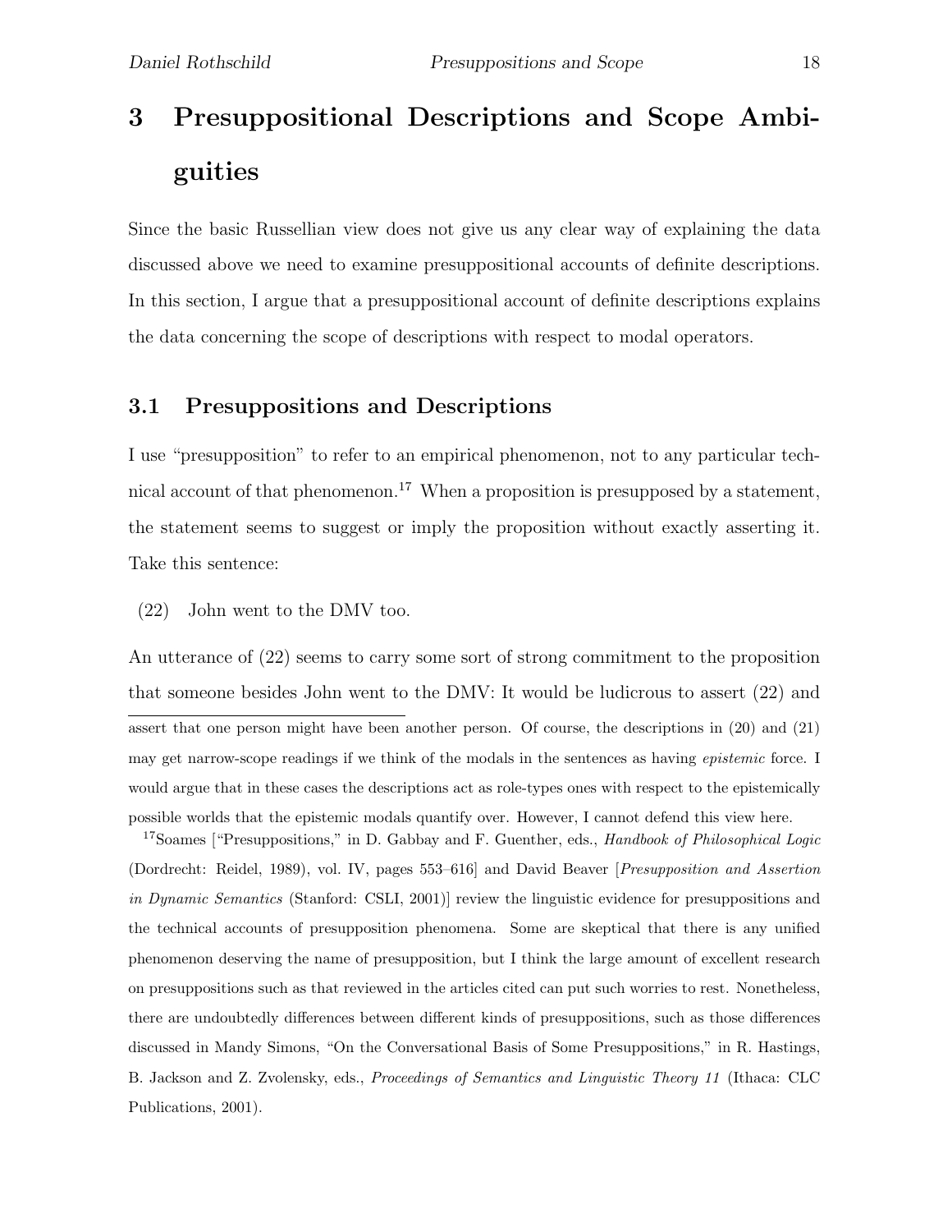# 3 Presuppositional Descriptions and Scope Ambiguities

Since the basic Russellian view does not give us any clear way of explaining the data discussed above we need to examine presuppositional accounts of definite descriptions. In this section, I argue that a presuppositional account of definite descriptions explains the data concerning the scope of descriptions with respect to modal operators.

## 3.1 Presuppositions and Descriptions

I use "presupposition" to refer to an empirical phenomenon, not to any particular technical account of that phenomenon.[17] When a proposition is presupposed by a statement, the statement seems to suggest or imply the proposition without exactly asserting it. Take this sentence:

(22) John went to the DMV too.

An utterance of (22) seems to carry some sort of strong commitment to the proposition that someone besides John went to the DMV: It would be ludicrous to assert (22) and

---

assert that one person might have been another person. Of course, the descriptions in (20) and (21) may get narrow-scope readings if we think of the modals in the sentences as having *epistemic* force. I would argue that in these cases the descriptions act as role-types ones with respect to the epistemically possible worlds that the epistemic modals quantify over. However, I cannot defend this view here.

[17] Soames ["Presuppositions," in D. Gabbay and F. Guenther, eds., *Handbook of Philosophical Logic* (Dordrecht: Reidel, 1989), vol. IV, pages 553–616] and David Beaver [*Presupposition and Assertion in Dynamic Semantics* (Stanford: CSLI, 2001)] review the linguistic evidence for presuppositions and the technical accounts of presupposition phenomena. Some are skeptical that there is any unified phenomenon deserving the name of presupposition, but I think the large amount of excellent research on presuppositions such as that reviewed in the articles cited can put such worries to rest. Nonetheless, there are undoubtedly differences between different kinds of presuppositions, such as those differences discussed in Mandy Simons, "On the Conversational Basis of Some Presuppositions," in R. Hastings, B. Jackson and Z. Zvolensky, eds., *Proceedings of Semantics and Linguistic Theory 11* (Ithaca: CLC Publications, 2001).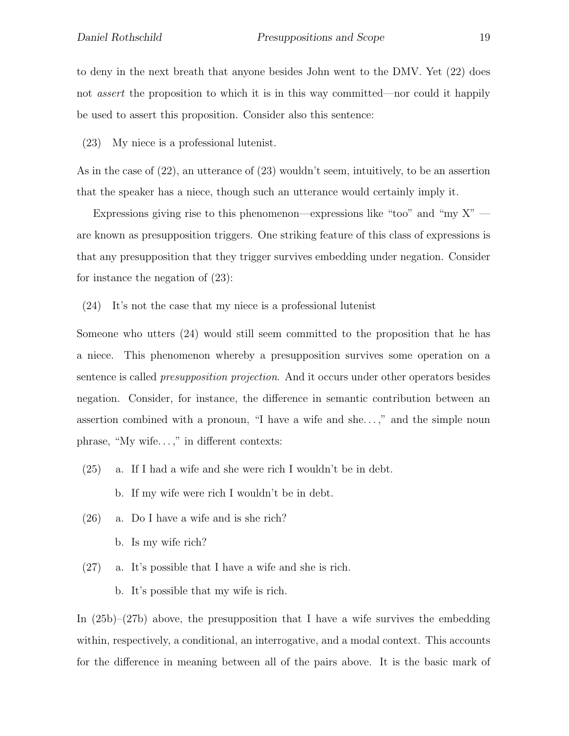to deny in the next breath that anyone besides John went to the DMV. Yet (22) does not *assert* the proposition to which it is in this way committed—nor could it happily be used to assert this proposition. Consider also this sentence:

(23) My niece is a professional lutenist.

As in the case of (22), an utterance of (23) wouldn't seem, intuitively, to be an assertion that the speaker has a niece, though such an utterance would certainly imply it.

Expressions giving rise to this phenomenon—expressions like "too" and "my X" — are known as presupposition triggers. One striking feature of this class of expressions is that any presupposition that they trigger survives embedding under negation. Consider for instance the negation of (23):

(24) It's not the case that my niece is a professional lutenist

Someone who utters (24) would still seem committed to the proposition that he has a niece. This phenomenon whereby a presupposition survives some operation on a sentence is called *presupposition projection*. And it occurs under other operators besides negation. Consider, for instance, the difference in semantic contribution between an assertion combined with a pronoun, "I have a wife and she. . . ," and the simple noun phrase, "My wife. . . ," in different contexts:

(25) a. If I had a wife and she were rich I wouldn't be in debt.

b. If my wife were rich I wouldn't be in debt.

(26) a. Do I have a wife and is she rich?

b. Is my wife rich?

(27) a. It's possible that I have a wife and she is rich.

b. It's possible that my wife is rich.

In (25b)–(27b) above, the presupposition that I have a wife survives the embedding within, respectively, a conditional, an interrogative, and a modal context. This accounts for the difference in meaning between all of the pairs above. It is the basic mark of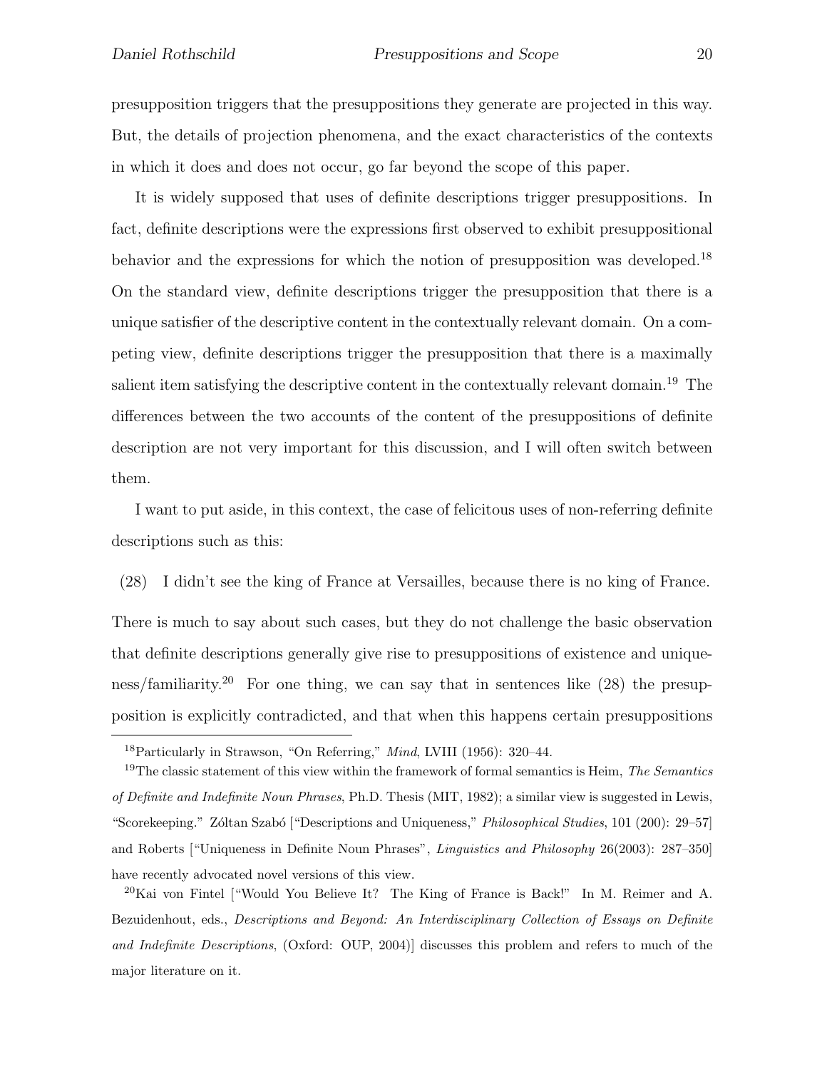presupposition triggers that the presuppositions they generate are projected in this way. But, the details of projection phenomena, and the exact characteristics of the contexts in which it does and does not occur, go far beyond the scope of this paper.

It is widely supposed that uses of definite descriptions trigger presuppositions. In fact, definite descriptions were the expressions first observed to exhibit presuppositional behavior and the expressions for which the notion of presupposition was developed.[18] On the standard view, definite descriptions trigger the presupposition that there is a unique satisfier of the descriptive content in the contextually relevant domain. On a competing view, definite descriptions trigger the presupposition that there is a maximally salient item satisfying the descriptive content in the contextually relevant domain.[19] The differences between the two accounts of the content of the presuppositions of definite description are not very important for this discussion, and I will often switch between them.

I want to put aside, in this context, the case of felicitous uses of non-referring definite descriptions such as this:

(28) I didn't see the king of France at Versailles, because there is no king of France.

There is much to say about such cases, but they do not challenge the basic observation that definite descriptions generally give rise to presuppositions of existence and uniqueness/familiarity.[20] For one thing, we can say that in sentences like (28) the presupposition is explicitly contradicted, and that when this happens certain presuppositions

---

[18] Particularly in Strawson, "On Referring," *Mind*, LVIII (1956): 320–44.

[19] The classic statement of this view within the framework of formal semantics is Heim, *The Semantics of Definite and Indefinite Noun Phrases*, Ph.D. Thesis (MIT, 1982); a similar view is suggested in Lewis, "Scorekeeping." Zóltan Szabó ["Descriptions and Uniqueness," *Philosophical Studies*, 101 (200): 29–57] and Roberts ["Uniqueness in Definite Noun Phrases", *Linguistics and Philosophy* 26(2003): 287–350] have recently advocated novel versions of this view.

[20] Kai von Fintel ["Would You Believe It? The King of France is Back!" In M. Reimer and A. Bezuidenhout, eds., *Descriptions and Beyond: An Interdisciplinary Collection of Essays on Definite and Indefinite Descriptions*, (Oxford: OUP, 2004)] discusses this problem and refers to much of the major literature on it.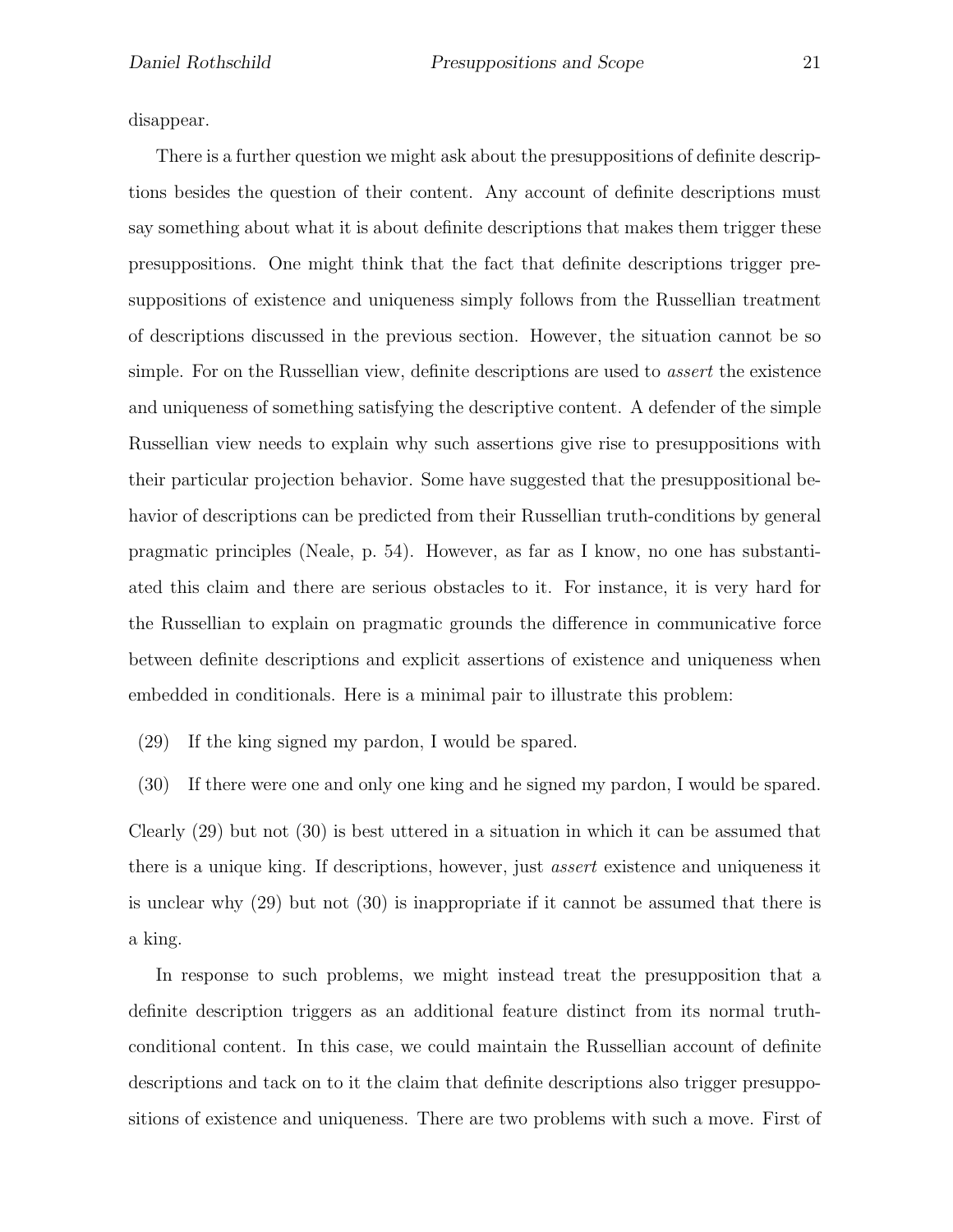disappear.

There is a further question we might ask about the presuppositions of definite descriptions besides the question of their content. Any account of definite descriptions must say something about what it is about definite descriptions that makes them trigger these presuppositions. One might think that the fact that definite descriptions trigger presuppositions of existence and uniqueness simply follows from the Russellian treatment of descriptions discussed in the previous section. However, the situation cannot be so simple. For on the Russellian view, definite descriptions are used to *assert* the existence and uniqueness of something satisfying the descriptive content. A defender of the simple Russellian view needs to explain why such assertions give rise to presuppositions with their particular projection behavior. Some have suggested that the presuppositional behavior of descriptions can be predicted from their Russellian truth-conditions by general pragmatic principles (Neale, p. 54). However, as far as I know, no one has substantiated this claim and there are serious obstacles to it. For instance, it is very hard for the Russellian to explain on pragmatic grounds the difference in communicative force between definite descriptions and explicit assertions of existence and uniqueness when embedded in conditionals. Here is a minimal pair to illustrate this problem:

(29) If the king signed my pardon, I would be spared.

(30) If there were one and only one king and he signed my pardon, I would be spared.

Clearly (29) but not (30) is best uttered in a situation in which it can be assumed that there is a unique king. If descriptions, however, just *assert* existence and uniqueness it is unclear why (29) but not (30) is inappropriate if it cannot be assumed that there is a king.

In response to such problems, we might instead treat the presupposition that a definite description triggers as an additional feature distinct from its normal truth-conditional content. In this case, we could maintain the Russellian account of definite descriptions and tack on to it the claim that definite descriptions also trigger presuppositions of existence and uniqueness. There are two problems with such a move. First of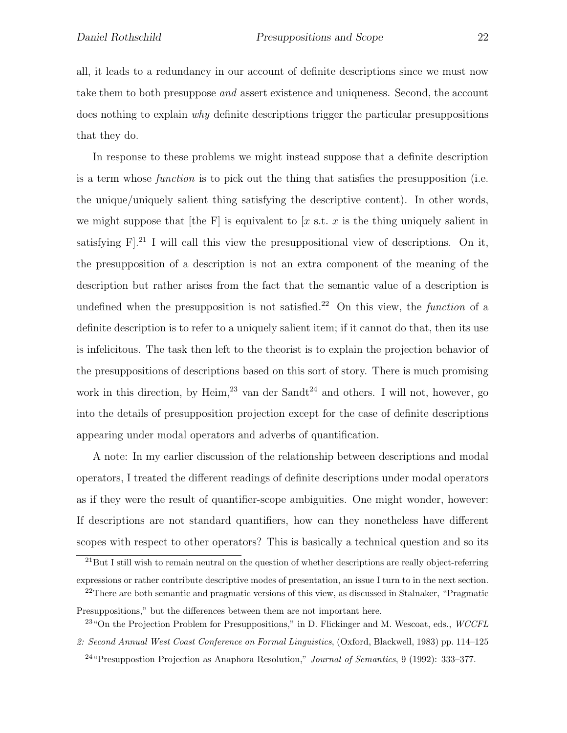all, it leads to a redundancy in our account of definite descriptions since we must now take them to both presuppose *and* assert existence and uniqueness. Second, the account does nothing to explain *why* definite descriptions trigger the particular presuppositions that they do.

In response to these problems we might instead suppose that a definite description is a term whose *function* is to pick out the thing that satisfies the presupposition (i.e. the unique/uniquely salient thing satisfying the descriptive content). In other words, we might suppose that [the F] is equivalent to [$x$ s.t. $x$ is the thing uniquely salient in satisfying F].[21] I will call this view the presuppositional view of descriptions. On it, the presupposition of a description is not an extra component of the meaning of the description but rather arises from the fact that the semantic value of a description is undefined when the presupposition is not satisfied.[22] On this view, the *function* of a definite description is to refer to a uniquely salient item; if it cannot do that, then its use is infelicitous. The task then left to the theorist is to explain the projection behavior of the presuppositions of descriptions based on this sort of story. There is much promising work in this direction, by Heim,[23] van der Sandt[24] and others. I will not, however, go into the details of presupposition projection except for the case of definite descriptions appearing under modal operators and adverbs of quantification.

A note: In my earlier discussion of the relationship between descriptions and modal operators, I treated the different readings of definite descriptions under modal operators as if they were the result of quantifier-scope ambiguities. One might wonder, however: If descriptions are not standard quantifiers, how can they nonetheless have different scopes with respect to other operators? This is basically a technical question and so its

---

[21] But I still wish to remain neutral on the question of whether descriptions are really object-referring expressions or rather contribute descriptive modes of presentation, an issue I turn to in the next section.

[22] There are both semantic and pragmatic versions of this view, as discussed in Stalnaker, "Pragmatic Presuppositions," but the differences between them are not important here.

[23] "On the Projection Problem for Presuppositions," in D. Flickinger and M. Wescoat, eds., *WCCFL 2: Second Annual West Coast Conference on Formal Linguistics*, (Oxford, Blackwell, 1983) pp. 114–125

[24] "Presuppostion Projection as Anaphora Resolution," *Journal of Semantics*, 9 (1992): 333–377.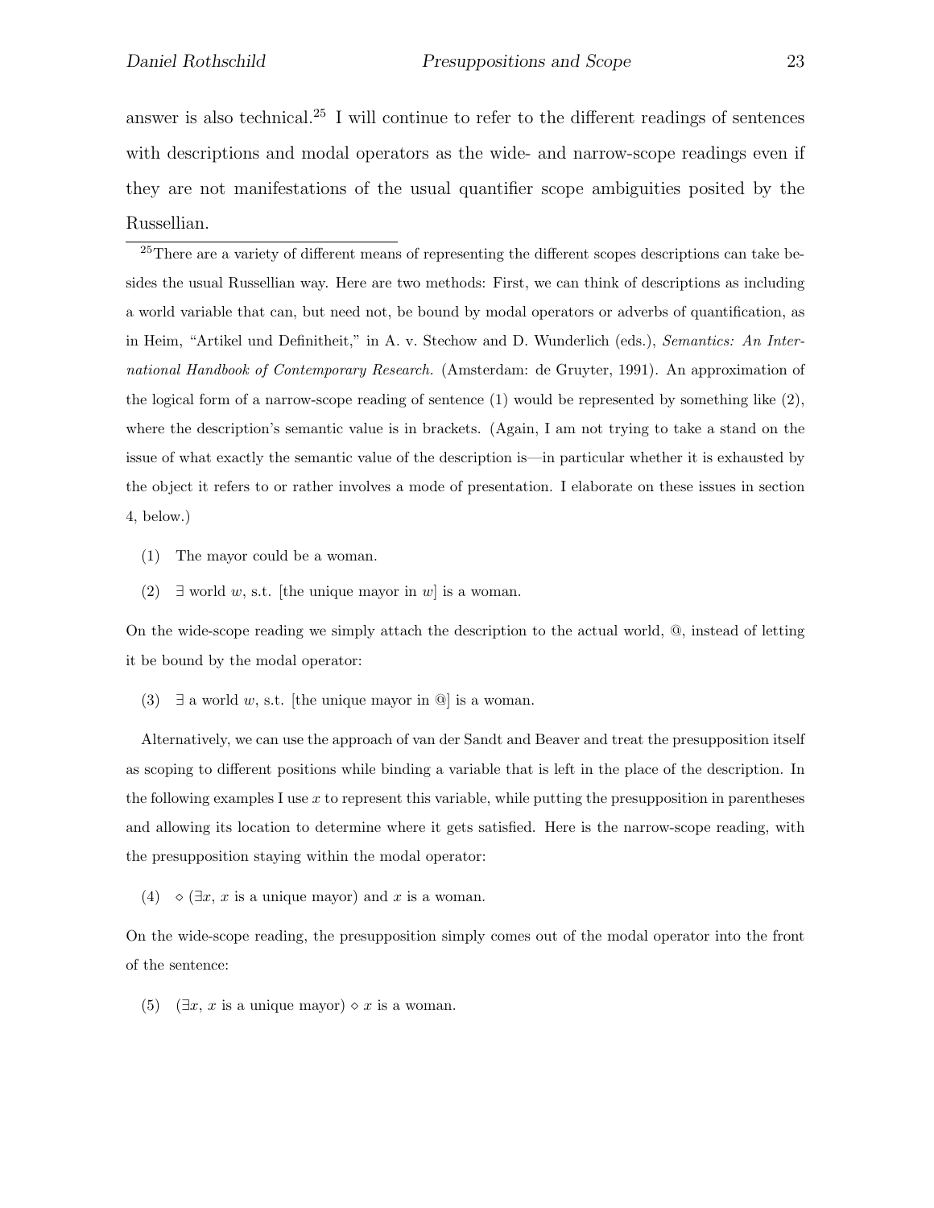answer is also technical.[25] I will continue to refer to the different readings of sentences with descriptions and modal operators as the wide- and narrow-scope readings even if they are not manifestations of the usual quantifier scope ambiguities posited by the Russellian.

---

[25] There are a variety of different means of representing the different scopes descriptions can take besides the usual Russellian way. Here are two methods: First, we can think of descriptions as including a world variable that can, but need not, be bound by modal operators or adverbs of quantification, as in Heim, "Artikel und Definitheit," in A. v. Stechow and D. Wunderlich (eds.), *Semantics: An International Handbook of Contemporary Research.* (Amsterdam: de Gruyter, 1991). An approximation of the logical form of a narrow-scope reading of sentence (1) would be represented by something like (2), where the description's semantic value is in brackets. (Again, I am not trying to take a stand on the issue of what exactly the semantic value of the description is—in particular whether it is exhausted by the object it refers to or rather involves a mode of presentation. I elaborate on these issues in section 4, below.)

(1) The mayor could be a woman.

(2) $\exists$ world $w$, s.t. [the unique mayor in $w$] is a woman.

On the wide-scope reading we simply attach the description to the actual world, @, instead of letting it be bound by the modal operator:

(3) $\exists$ a world $w$, s.t. [the unique mayor in @] is a woman.

Alternatively, we can use the approach of van der Sandt and Beaver and treat the presupposition itself as scoping to different positions while binding a variable that is left in the place of the description. In the following examples I use $x$ to represent this variable, while putting the presupposition in parentheses and allowing its location to determine where it gets satisfied. Here is the narrow-scope reading, with the presupposition staying within the modal operator:

(4) $\diamond$ ($\exists x$, $x$ is a unique mayor) and $x$ is a woman.

On the wide-scope reading, the presupposition simply comes out of the modal operator into the front of the sentence:

(5) ($\exists x$, $x$ is a unique mayor) $\diamond$ $x$ is a woman.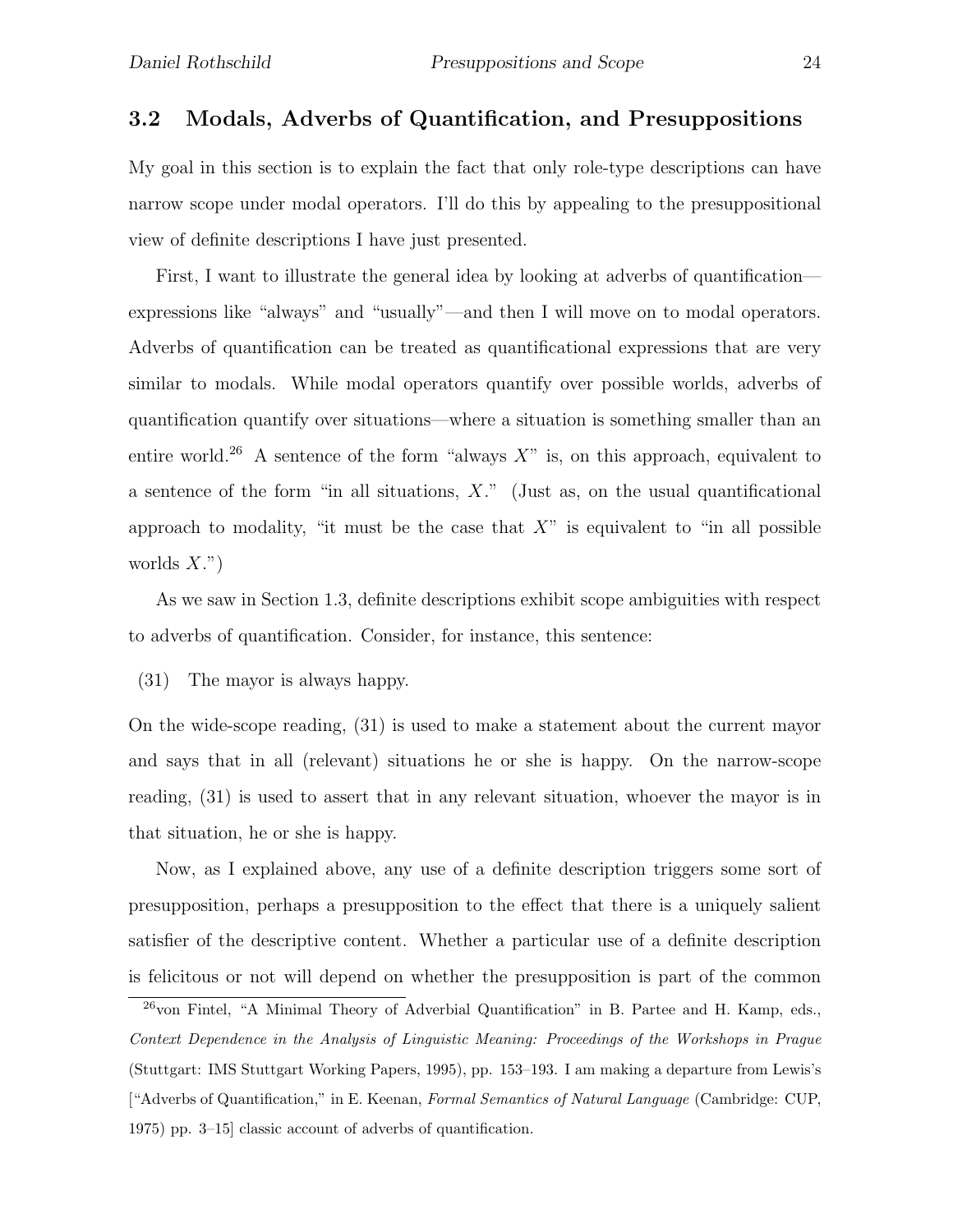## 3.2 Modals, Adverbs of Quantification, and Presuppositions

My goal in this section is to explain the fact that only role-type descriptions can have narrow scope under modal operators. I'll do this by appealing to the presuppositional view of definite descriptions I have just presented.

First, I want to illustrate the general idea by looking at adverbs of quantification—expressions like "always" and "usually"—and then I will move on to modal operators. Adverbs of quantification can be treated as quantificational expressions that are very similar to modals. While modal operators quantify over possible worlds, adverbs of quantification quantify over situations—where a situation is something smaller than an entire world.[26] A sentence of the form "always $X$" is, on this approach, equivalent to a sentence of the form "in all situations, $X$." (Just as, on the usual quantificational approach to modality, "it must be the case that $X$" is equivalent to "in all possible worlds $X$.")

As we saw in Section 1.3, definite descriptions exhibit scope ambiguities with respect to adverbs of quantification. Consider, for instance, this sentence:

(31) The mayor is always happy.

On the wide-scope reading, (31) is used to make a statement about the current mayor and says that in all (relevant) situations he or she is happy. On the narrow-scope reading, (31) is used to assert that in any relevant situation, whoever the mayor is in that situation, he or she is happy.

Now, as I explained above, any use of a definite description triggers some sort of presupposition, perhaps a presupposition to the effect that there is a uniquely salient satisfier of the descriptive content. Whether a particular use of a definite description is felicitous or not will depend on whether the presupposition is part of the common

[26] von Fintel, "A Minimal Theory of Adverbial Quantification" in B. Partee and H. Kamp, eds., *Context Dependence in the Analysis of Linguistic Meaning: Proceedings of the Workshops in Prague* (Stuttgart: IMS Stuttgart Working Papers, 1995), pp. 153–193. I am making a departure from Lewis's ["Adverbs of Quantification," in E. Keenan, *Formal Semantics of Natural Language* (Cambridge: CUP, 1975) pp. 3–15] classic account of adverbs of quantification.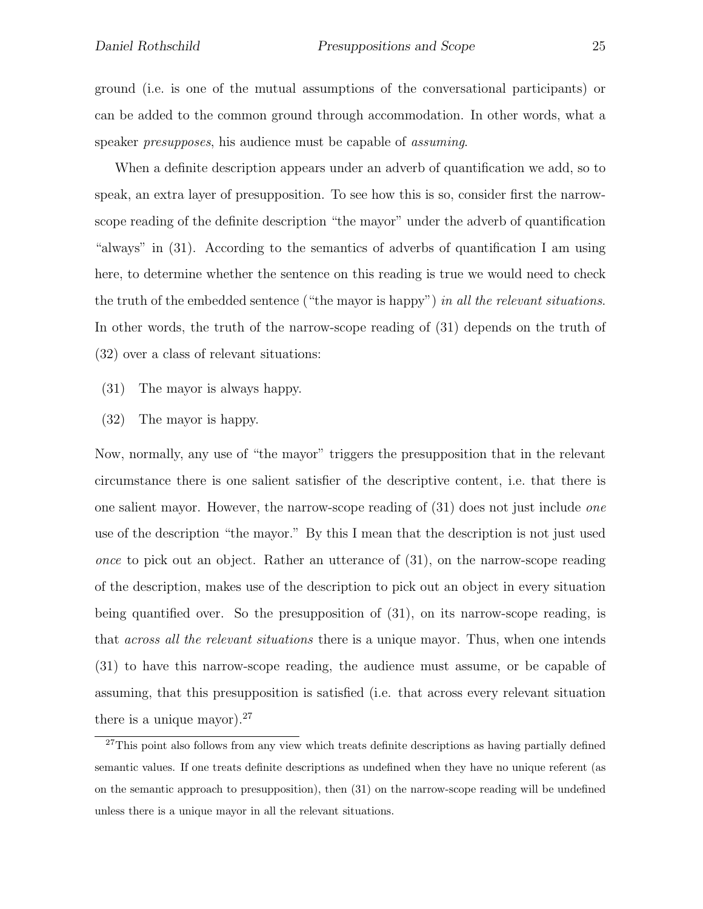ground (i.e. is one of the mutual assumptions of the conversational participants) or can be added to the common ground through accommodation. In other words, what a speaker *presupposes*, his audience must be capable of *assuming*.

When a definite description appears under an adverb of quantification we add, so to speak, an extra layer of presupposition. To see how this is so, consider first the narrow-scope reading of the definite description "the mayor" under the adverb of quantification "always" in (31). According to the semantics of adverbs of quantification I am using here, to determine whether the sentence on this reading is true we would need to check the truth of the embedded sentence ("the mayor is happy") *in all the relevant situations*. In other words, the truth of the narrow-scope reading of (31) depends on the truth of (32) over a class of relevant situations:

(31) The mayor is always happy.

(32) The mayor is happy.

Now, normally, any use of "the mayor" triggers the presupposition that in the relevant circumstance there is one salient satisfier of the descriptive content, i.e. that there is one salient mayor. However, the narrow-scope reading of (31) does not just include *one* use of the description "the mayor." By this I mean that the description is not just used *once* to pick out an object. Rather an utterance of (31), on the narrow-scope reading of the description, makes use of the description to pick out an object in every situation being quantified over. So the presupposition of (31), on its narrow-scope reading, is that *across all the relevant situations* there is a unique mayor. Thus, when one intends (31) to have this narrow-scope reading, the audience must assume, or be capable of assuming, that this presupposition is satisfied (i.e. that across every relevant situation there is a unique mayor).[27]

[27]This point also follows from any view which treats definite descriptions as having partially defined semantic values. If one treats definite descriptions as undefined when they have no unique referent (as on the semantic approach to presupposition), then (31) on the narrow-scope reading will be undefined unless there is a unique mayor in all the relevant situations.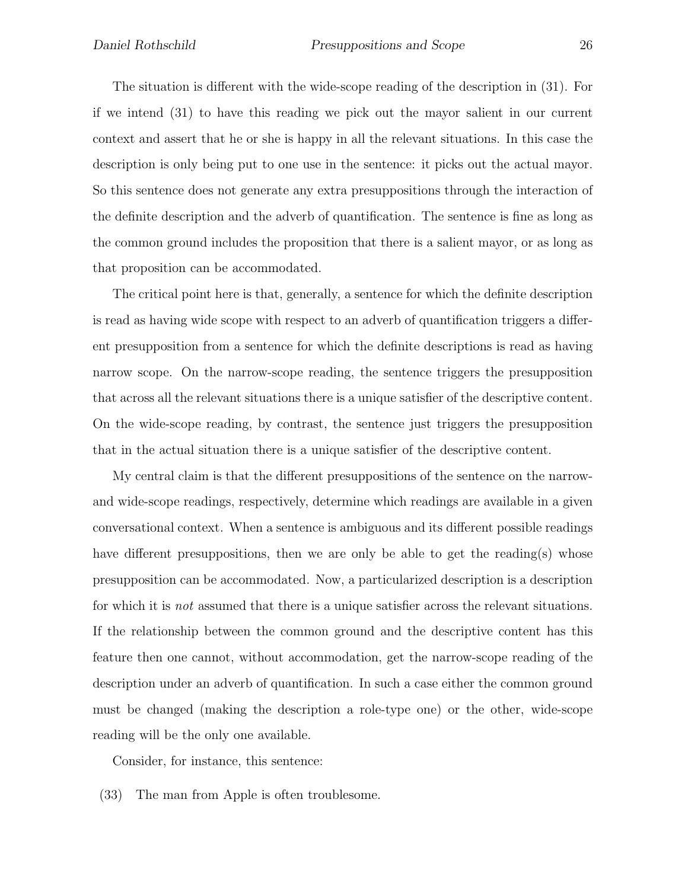The situation is different with the wide-scope reading of the description in (31). For if we intend (31) to have this reading we pick out the mayor salient in our current context and assert that he or she is happy in all the relevant situations. In this case the description is only being put to one use in the sentence: it picks out the actual mayor. So this sentence does not generate any extra presuppositions through the interaction of the definite description and the adverb of quantification. The sentence is fine as long as the common ground includes the proposition that there is a salient mayor, or as long as that proposition can be accommodated.

The critical point here is that, generally, a sentence for which the definite description is read as having wide scope with respect to an adverb of quantification triggers a different presupposition from a sentence for which the definite descriptions is read as having narrow scope. On the narrow-scope reading, the sentence triggers the presupposition that across all the relevant situations there is a unique satisfier of the descriptive content. On the wide-scope reading, by contrast, the sentence just triggers the presupposition that in the actual situation there is a unique satisfier of the descriptive content.

My central claim is that the different presuppositions of the sentence on the narrow- and wide-scope readings, respectively, determine which readings are available in a given conversational context. When a sentence is ambiguous and its different possible readings have different presuppositions, then we are only be able to get the reading(s) whose presupposition can be accommodated. Now, a particularized description is a description for which it is *not* assumed that there is a unique satisfier across the relevant situations. If the relationship between the common ground and the descriptive content has this feature then one cannot, without accommodation, get the narrow-scope reading of the description under an adverb of quantification. In such a case either the common ground must be changed (making the description a role-type one) or the other, wide-scope reading will be the only one available.

Consider, for instance, this sentence:

(33) The man from Apple is often troublesome.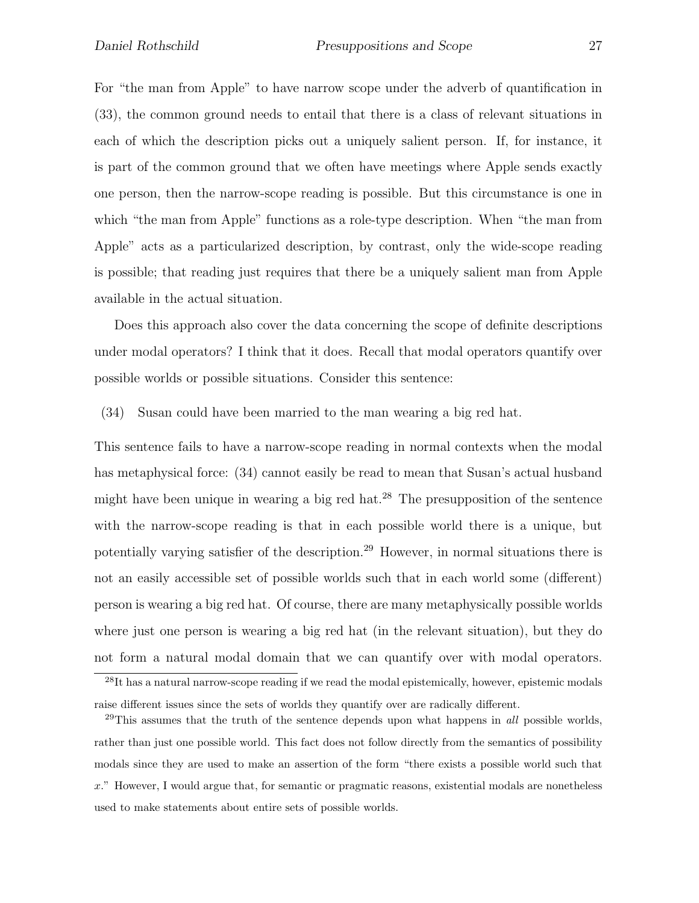For "the man from Apple" to have narrow scope under the adverb of quantification in (33), the common ground needs to entail that there is a class of relevant situations in each of which the description picks out a uniquely salient person. If, for instance, it is part of the common ground that we often have meetings where Apple sends exactly one person, then the narrow-scope reading is possible. But this circumstance is one in which "the man from Apple" functions as a role-type description. When "the man from Apple" acts as a particularized description, by contrast, only the wide-scope reading is possible; that reading just requires that there be a uniquely salient man from Apple available in the actual situation.

Does this approach also cover the data concerning the scope of definite descriptions under modal operators? I think that it does. Recall that modal operators quantify over possible worlds or possible situations. Consider this sentence:

(34) Susan could have been married to the man wearing a big red hat.

This sentence fails to have a narrow-scope reading in normal contexts when the modal has metaphysical force: (34) cannot easily be read to mean that Susan's actual husband might have been unique in wearing a big red hat.[28] The presupposition of the sentence with the narrow-scope reading is that in each possible world there is a unique, but potentially varying satisfier of the description.[29] However, in normal situations there is not an easily accessible set of possible worlds such that in each world some (different) person is wearing a big red hat. Of course, there are many metaphysically possible worlds where just one person is wearing a big red hat (in the relevant situation), but they do not form a natural modal domain that we can quantify over with modal operators.

[28]It has a natural narrow-scope reading if we read the modal epistemically, however, epistemic modals raise different issues since the sets of worlds they quantify over are radically different.

[29]This assumes that the truth of the sentence depends upon what happens in *all* possible worlds, rather than just one possible world. This fact does not follow directly from the semantics of possibility modals since they are used to make an assertion of the form "there exists a possible world such that $x$." However, I would argue that, for semantic or pragmatic reasons, existential modals are nonetheless used to make statements about entire sets of possible worlds.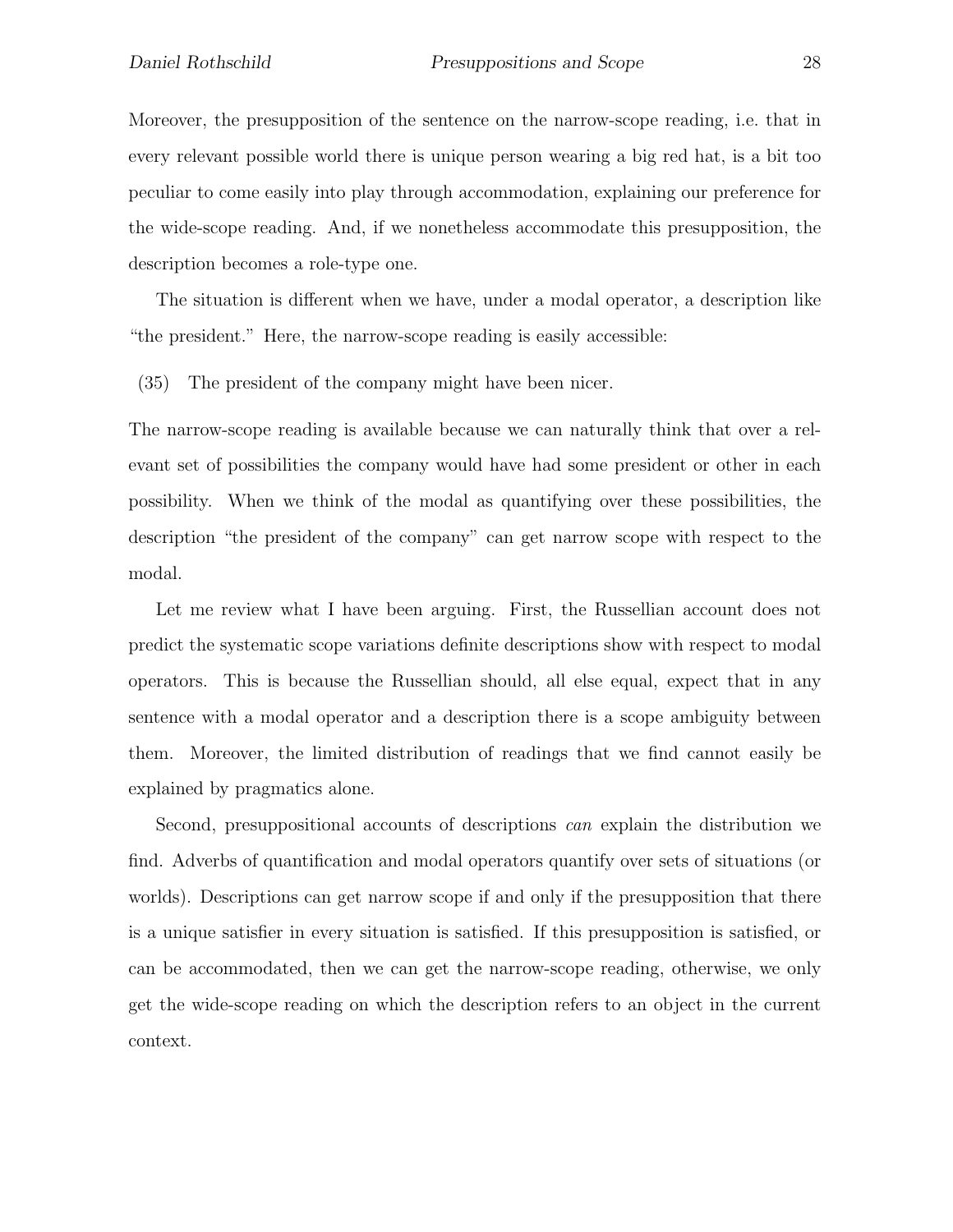Moreover, the presupposition of the sentence on the narrow-scope reading, i.e. that in every relevant possible world there is unique person wearing a big red hat, is a bit too peculiar to come easily into play through accommodation, explaining our preference for the wide-scope reading. And, if we nonetheless accommodate this presupposition, the description becomes a role-type one.

The situation is different when we have, under a modal operator, a description like "the president." Here, the narrow-scope reading is easily accessible:

(35) The president of the company might have been nicer.

The narrow-scope reading is available because we can naturally think that over a relevant set of possibilities the company would have had some president or other in each possibility. When we think of the modal as quantifying over these possibilities, the description "the president of the company" can get narrow scope with respect to the modal.

Let me review what I have been arguing. First, the Russellian account does not predict the systematic scope variations definite descriptions show with respect to modal operators. This is because the Russellian should, all else equal, expect that in any sentence with a modal operator and a description there is a scope ambiguity between them. Moreover, the limited distribution of readings that we find cannot easily be explained by pragmatics alone.

Second, presuppositional accounts of descriptions *can* explain the distribution we find. Adverbs of quantification and modal operators quantify over sets of situations (or worlds). Descriptions can get narrow scope if and only if the presupposition that there is a unique satisfier in every situation is satisfied. If this presupposition is satisfied, or can be accommodated, then we can get the narrow-scope reading, otherwise, we only get the wide-scope reading on which the description refers to an object in the current context.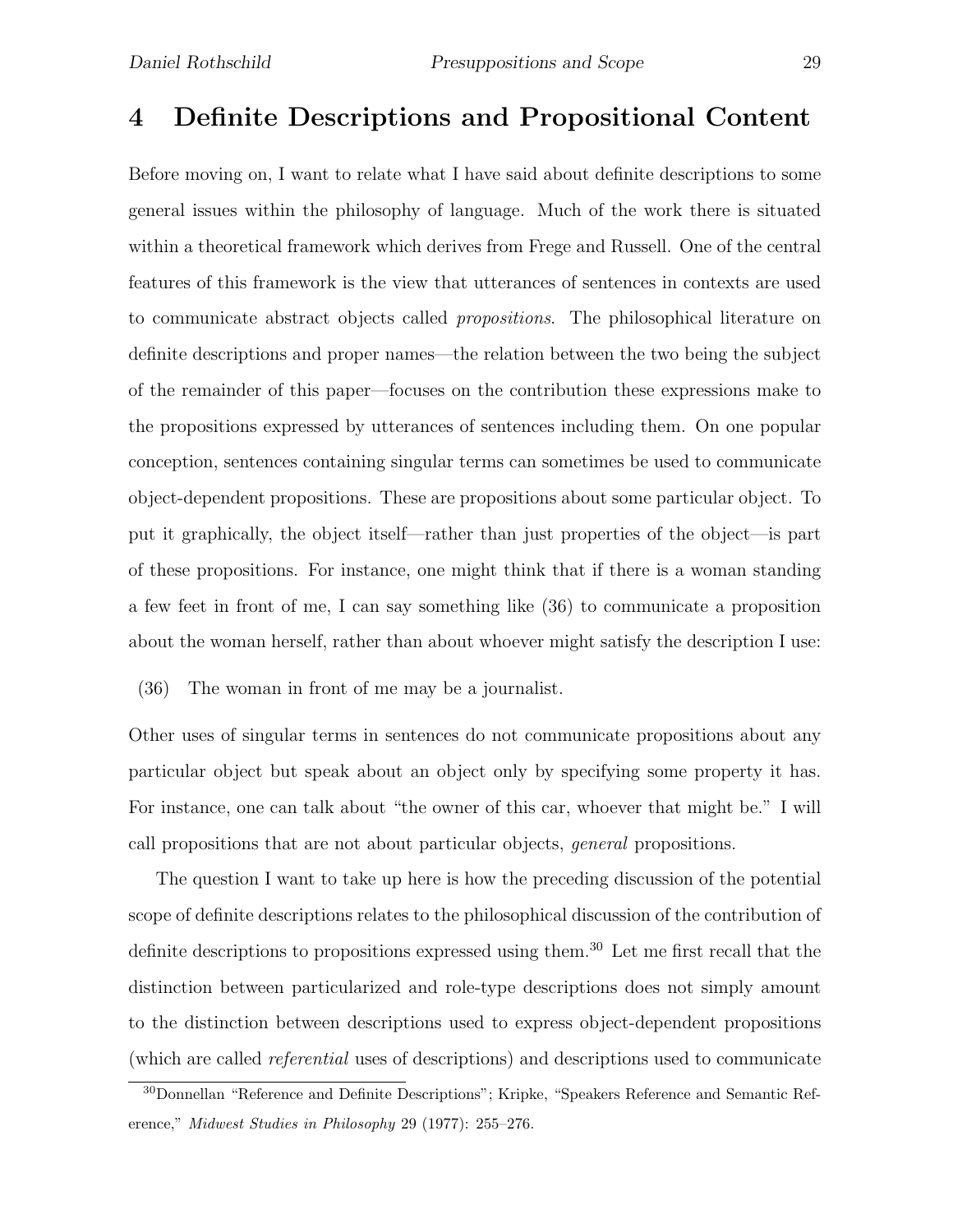## 4 Definite Descriptions and Propositional Content

Before moving on, I want to relate what I have said about definite descriptions to some general issues within the philosophy of language. Much of the work there is situated within a theoretical framework which derives from Frege and Russell. One of the central features of this framework is the view that utterances of sentences in contexts are used to communicate abstract objects called *propositions*. The philosophical literature on definite descriptions and proper names—the relation between the two being the subject of the remainder of this paper—focuses on the contribution these expressions make to the propositions expressed by utterances of sentences including them. On one popular conception, sentences containing singular terms can sometimes be used to communicate object-dependent propositions. These are propositions about some particular object. To put it graphically, the object itself—rather than just properties of the object—is part of these propositions. For instance, one might think that if there is a woman standing a few feet in front of me, I can say something like (36) to communicate a proposition about the woman herself, rather than about whoever might satisfy the description I use:

(36) The woman in front of me may be a journalist.

Other uses of singular terms in sentences do not communicate propositions about any particular object but speak about an object only by specifying some property it has. For instance, one can talk about "the owner of this car, whoever that might be." I will call propositions that are not about particular objects, *general* propositions.

The question I want to take up here is how the preceding discussion of the potential scope of definite descriptions relates to the philosophical discussion of the contribution of definite descriptions to propositions expressed using them.[30] Let me first recall that the distinction between particularized and role-type descriptions does not simply amount to the distinction between descriptions used to express object-dependent propositions (which are called *referential* uses of descriptions) and descriptions used to communicate

[30] Donnellan "Reference and Definite Descriptions"; Kripke, "Speakers Reference and Semantic Reference," *Midwest Studies in Philosophy* 29 (1977): 255–276.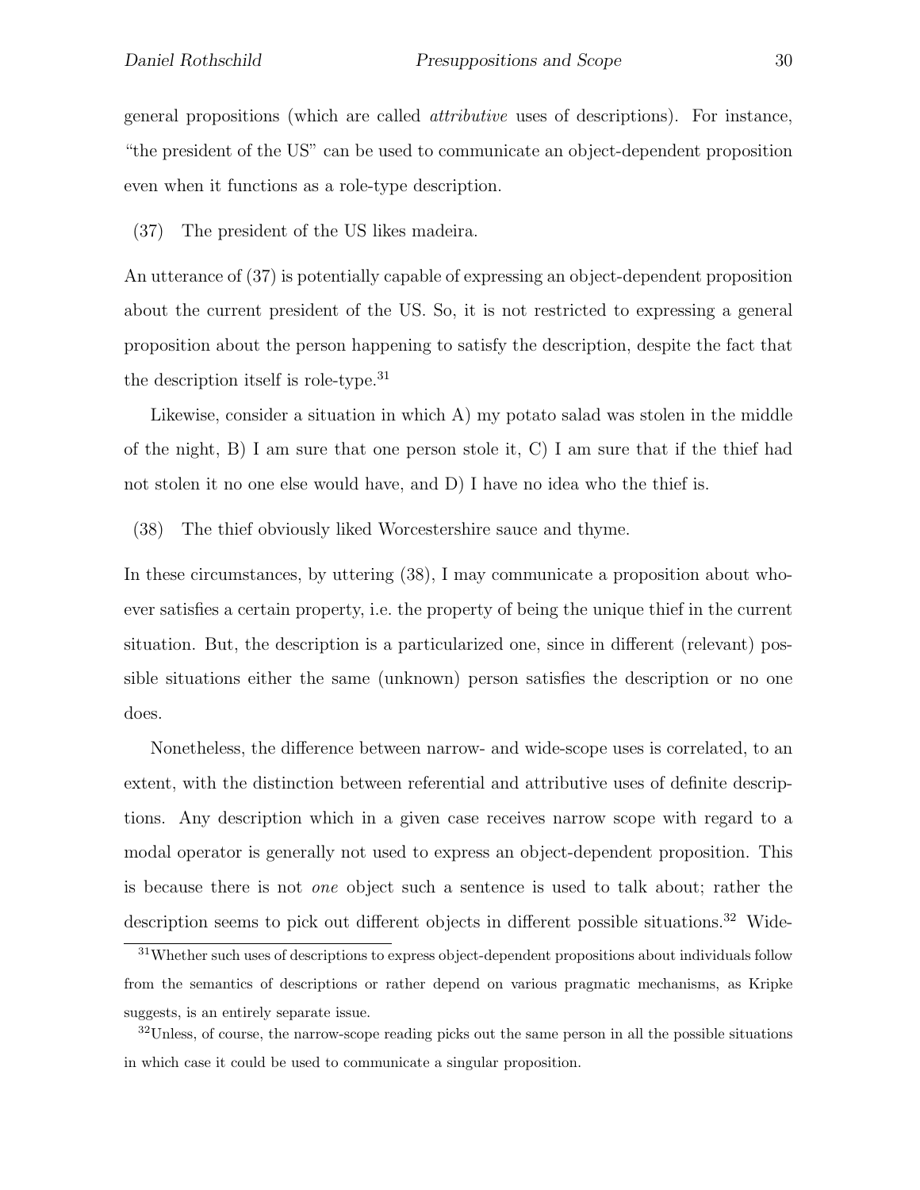general propositions (which are called *attributive* uses of descriptions). For instance, "the president of the US" can be used to communicate an object-dependent proposition even when it functions as a role-type description.

(37) The president of the US likes madeira.

An utterance of (37) is potentially capable of expressing an object-dependent proposition about the current president of the US. So, it is not restricted to expressing a general proposition about the person happening to satisfy the description, despite the fact that the description itself is role-type.[31]

Likewise, consider a situation in which A) my potato salad was stolen in the middle of the night, B) I am sure that one person stole it, C) I am sure that if the thief had not stolen it no one else would have, and D) I have no idea who the thief is.

(38) The thief obviously liked Worcestershire sauce and thyme.

In these circumstances, by uttering (38), I may communicate a proposition about whoever satisfies a certain property, i.e. the property of being the unique thief in the current situation. But, the description is a particularized one, since in different (relevant) possible situations either the same (unknown) person satisfies the description or no one does.

Nonetheless, the difference between narrow- and wide-scope uses is correlated, to an extent, with the distinction between referential and attributive uses of definite descriptions. Any description which in a given case receives narrow scope with regard to a modal operator is generally not used to express an object-dependent proposition. This is because there is not *one* object such a sentence is used to talk about; rather the description seems to pick out different objects in different possible situations.[32] Wide-

[31]Whether such uses of descriptions to express object-dependent propositions about individuals follow from the semantics of descriptions or rather depend on various pragmatic mechanisms, as Kripke suggests, is an entirely separate issue.

[32]Unless, of course, the narrow-scope reading picks out the same person in all the possible situations in which case it could be used to communicate a singular proposition.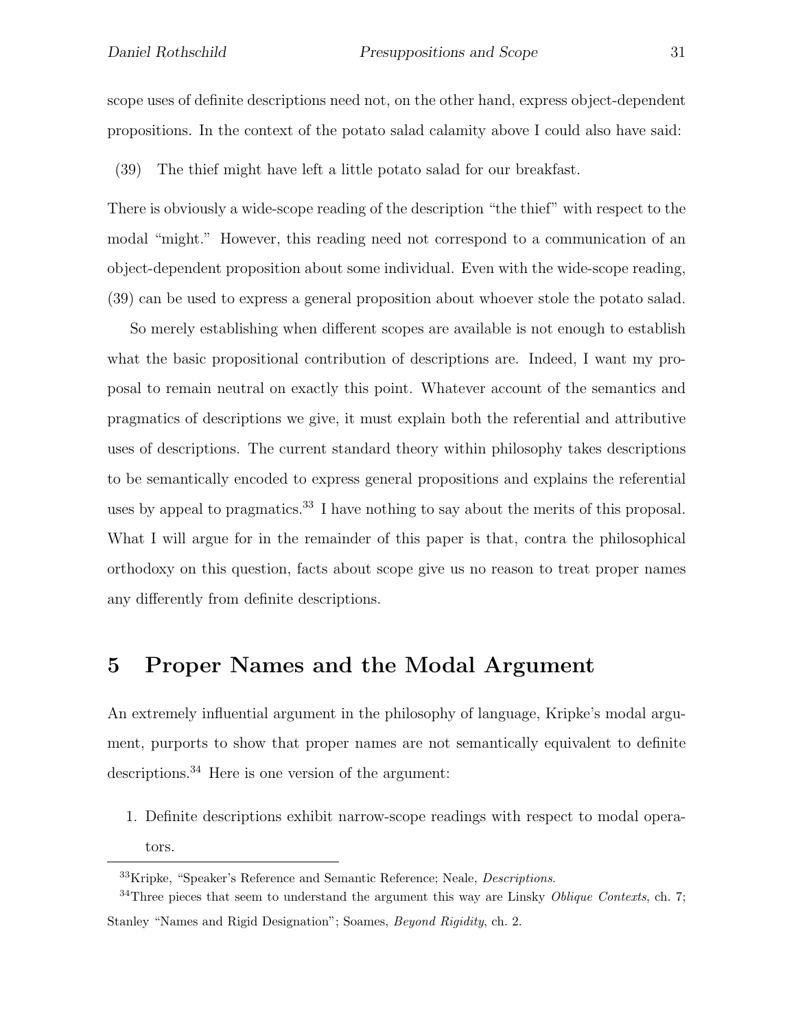scope uses of definite descriptions need not, on the other hand, express object-dependent propositions. In the context of the potato salad calamity above I could also have said:

(39) The thief might have left a little potato salad for our breakfast.

There is obviously a wide-scope reading of the description "the thief" with respect to the modal "might." However, this reading need not correspond to a communication of an object-dependent proposition about some individual. Even with the wide-scope reading, (39) can be used to express a general proposition about whoever stole the potato salad.

So merely establishing when different scopes are available is not enough to establish what the basic propositional contribution of descriptions are. Indeed, I want my proposal to remain neutral on exactly this point. Whatever account of the semantics and pragmatics of descriptions we give, it must explain both the referential and attributive uses of descriptions. The current standard theory within philosophy takes descriptions to be semantically encoded to express general propositions and explains the referential uses by appeal to pragmatics.[33] I have nothing to say about the merits of this proposal. What I will argue for in the remainder of this paper is that, contra the philosophical orthodoxy on this question, facts about scope give us no reason to treat proper names any differently from definite descriptions.

# 5 Proper Names and the Modal Argument

An extremely influential argument in the philosophy of language, Kripke's modal argument, purports to show that proper names are not semantically equivalent to definite descriptions.[34] Here is one version of the argument:

1. Definite descriptions exhibit narrow-scope readings with respect to modal operators.

---

[33] Kripke, "Speaker's Reference and Semantic Reference; Neale, *Descriptions*.

[34] Three pieces that seem to understand the argument this way are Linsky *Oblique Contexts*, ch. 7; Stanley "Names and Rigid Designation"; Soames, *Beyond Rigidity*, ch. 2.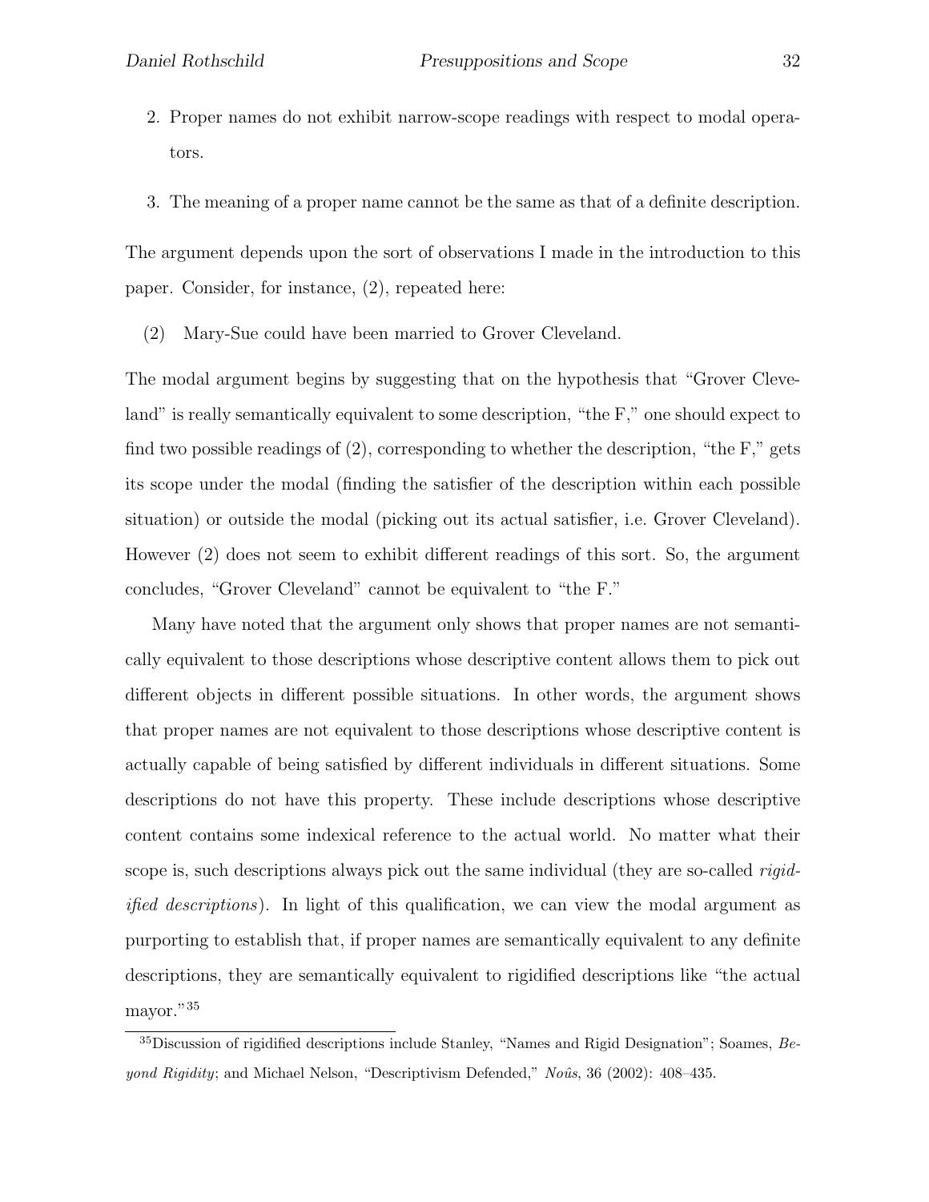2. Proper names do not exhibit narrow-scope readings with respect to modal operators.

3. The meaning of a proper name cannot be the same as that of a definite description.

The argument depends upon the sort of observations I made in the introduction to this paper. Consider, for instance, (2), repeated here:

(2) Mary-Sue could have been married to Grover Cleveland.

The modal argument begins by suggesting that on the hypothesis that "Grover Cleveland" is really semantically equivalent to some description, "the F," one should expect to find two possible readings of (2), corresponding to whether the description, "the F," gets its scope under the modal (finding the satisfier of the description within each possible situation) or outside the modal (picking out its actual satisfier, i.e. Grover Cleveland). However (2) does not seem to exhibit different readings of this sort. So, the argument concludes, "Grover Cleveland" cannot be equivalent to "the F."

Many have noted that the argument only shows that proper names are not semantically equivalent to those descriptions whose descriptive content allows them to pick out different objects in different possible situations. In other words, the argument shows that proper names are not equivalent to those descriptions whose descriptive content is actually capable of being satisfied by different individuals in different situations. Some descriptions do not have this property. These include descriptions whose descriptive content contains some indexical reference to the actual world. No matter what their scope is, such descriptions always pick out the same individual (they are so-called *rigidified descriptions*). In light of this qualification, we can view the modal argument as purporting to establish that, if proper names are semantically equivalent to any definite descriptions, they are semantically equivalent to rigidified descriptions like "the actual mayor."[35]

[35]Discussion of rigidified descriptions include Stanley, "Names and Rigid Designation"; Soames, *Beyond Rigidity*; and Michael Nelson, "Descriptivism Defended," *Noûs*, 36 (2002): 408–435.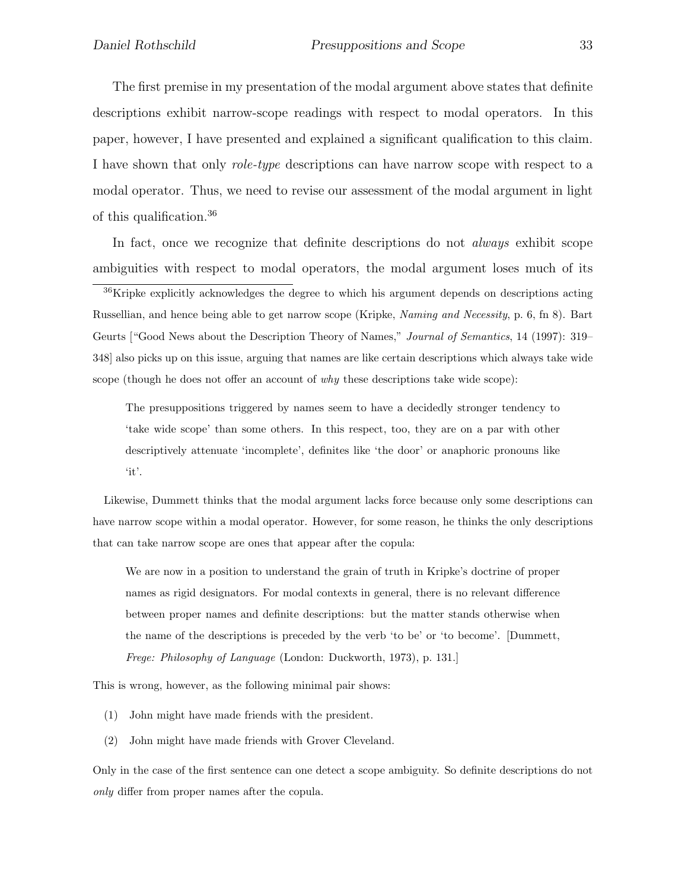The first premise in my presentation of the modal argument above states that definite descriptions exhibit narrow-scope readings with respect to modal operators. In this paper, however, I have presented and explained a significant qualification to this claim. I have shown that only *role-type* descriptions can have narrow scope with respect to a modal operator. Thus, we need to revise our assessment of the modal argument in light of this qualification.[36]

In fact, once we recognize that definite descriptions do not *always* exhibit scope ambiguities with respect to modal operators, the modal argument loses much of its

[36]Kripke explicitly acknowledges the degree to which his argument depends on descriptions acting Russellian, and hence being able to get narrow scope (Kripke, *Naming and Necessity*, p. 6, fn 8). Bart Geurts ["Good News about the Description Theory of Names," *Journal of Semantics*, 14 (1997): 319–348] also picks up on this issue, arguing that names are like certain descriptions which always take wide scope (though he does not offer an account of *why* these descriptions take wide scope):

> The presuppositions triggered by names seem to have a decidedly stronger tendency to 'take wide scope' than some others. In this respect, too, they are on a par with other descriptively attenuate 'incomplete', definites like 'the door' or anaphoric pronouns like 'it'.

Likewise, Dummett thinks that the modal argument lacks force because only some descriptions can have narrow scope within a modal operator. However, for some reason, he thinks the only descriptions that can take narrow scope are ones that appear after the copula:

> We are now in a position to understand the grain of truth in Kripke's doctrine of proper names as rigid designators. For modal contexts in general, there is no relevant difference between proper names and definite descriptions: but the matter stands otherwise when the name of the descriptions is preceded by the verb 'to be' or 'to become'. [Dummett, *Frege: Philosophy of Language* (London: Duckworth, 1973), p. 131.]

This is wrong, however, as the following minimal pair shows:

(1) John might have made friends with the president.

(2) John might have made friends with Grover Cleveland.

Only in the case of the first sentence can one detect a scope ambiguity. So definite descriptions do not *only* differ from proper names after the copula.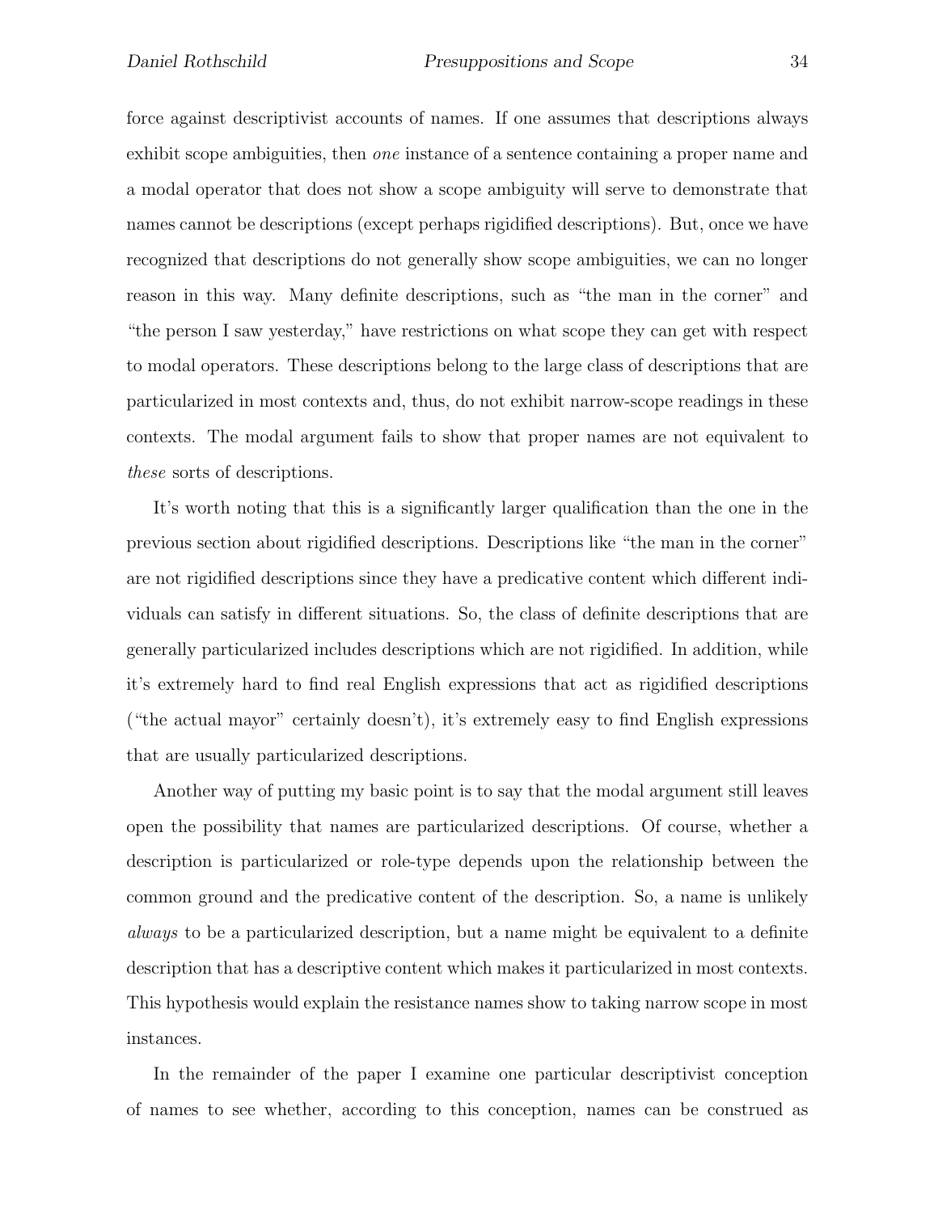force against descriptivist accounts of names. If one assumes that descriptions always exhibit scope ambiguities, then *one* instance of a sentence containing a proper name and a modal operator that does not show a scope ambiguity will serve to demonstrate that names cannot be descriptions (except perhaps rigidified descriptions). But, once we have recognized that descriptions do not generally show scope ambiguities, we can no longer reason in this way. Many definite descriptions, such as "the man in the corner" and "the person I saw yesterday," have restrictions on what scope they can get with respect to modal operators. These descriptions belong to the large class of descriptions that are particularized in most contexts and, thus, do not exhibit narrow-scope readings in these contexts. The modal argument fails to show that proper names are not equivalent to *these* sorts of descriptions.

It's worth noting that this is a significantly larger qualification than the one in the previous section about rigidified descriptions. Descriptions like "the man in the corner" are not rigidified descriptions since they have a predicative content which different individuals can satisfy in different situations. So, the class of definite descriptions that are generally particularized includes descriptions which are not rigidified. In addition, while it's extremely hard to find real English expressions that act as rigidified descriptions ("the actual mayor" certainly doesn't), it's extremely easy to find English expressions that are usually particularized descriptions.

Another way of putting my basic point is to say that the modal argument still leaves open the possibility that names are particularized descriptions. Of course, whether a description is particularized or role-type depends upon the relationship between the common ground and the predicative content of the description. So, a name is unlikely *always* to be a particularized description, but a name might be equivalent to a definite description that has a descriptive content which makes it particularized in most contexts. This hypothesis would explain the resistance names show to taking narrow scope in most instances.

In the remainder of the paper I examine one particular descriptivist conception of names to see whether, according to this conception, names can be construed as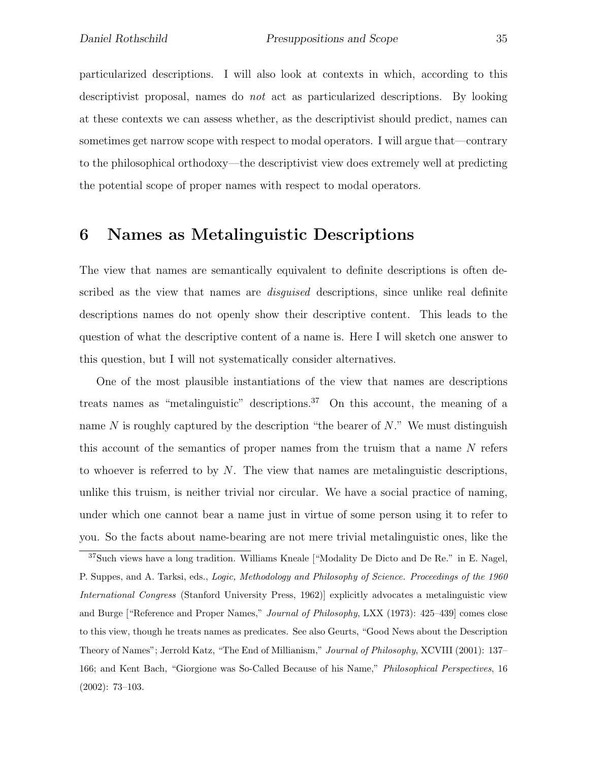particularized descriptions. I will also look at contexts in which, according to this descriptivist proposal, names do *not* act as particularized descriptions. By looking at these contexts we can assess whether, as the descriptivist should predict, names can sometimes get narrow scope with respect to modal operators. I will argue that—contrary to the philosophical orthodoxy—the descriptivist view does extremely well at predicting the potential scope of proper names with respect to modal operators.

# 6 Names as Metalinguistic Descriptions

The view that names are semantically equivalent to definite descriptions is often described as the view that names are *disguised* descriptions, since unlike real definite descriptions names do not openly show their descriptive content. This leads to the question of what the descriptive content of a name is. Here I will sketch one answer to this question, but I will not systematically consider alternatives.

One of the most plausible instantiations of the view that names are descriptions treats names as "metalinguistic" descriptions.[37] On this account, the meaning of a name $N$ is roughly captured by the description "the bearer of $N$." We must distinguish this account of the semantics of proper names from the truism that a name $N$ refers to whoever is referred to by $N$. The view that names are metalinguistic descriptions, unlike this truism, is neither trivial nor circular. We have a social practice of naming, under which one cannot bear a name just in virtue of some person using it to refer to you. So the facts about name-bearing are not mere trivial metalinguistic ones, like the

[37]Such views have a long tradition. Williams Kneale ["Modality De Dicto and De Re." in E. Nagel, P. Suppes, and A. Tarksi, eds., *Logic, Methodology and Philosophy of Science. Proceedings of the 1960 International Congress* (Stanford University Press, 1962)] explicitly advocates a metalinguistic view and Burge ["Reference and Proper Names," *Journal of Philosophy*, LXX (1973): 425–439] comes close to this view, though he treats names as predicates. See also Geurts, "Good News about the Description Theory of Names"; Jerrold Katz, "The End of Millianism," *Journal of Philosophy*, XCVIII (2001): 137–166; and Kent Bach, "Giorgione was So-Called Because of his Name," *Philosophical Perspectives*, 16 (2002): 73–103.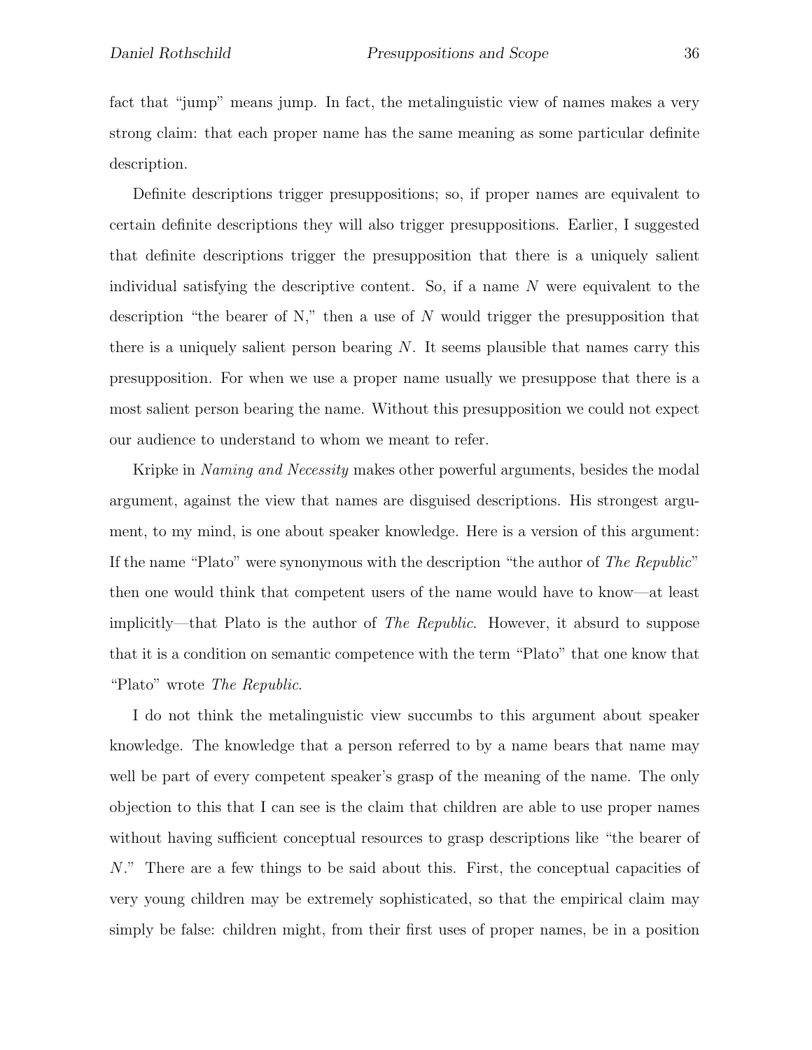fact that "jump" means jump. In fact, the metalinguistic view of names makes a very strong claim: that each proper name has the same meaning as some particular definite description.

Definite descriptions trigger presuppositions; so, if proper names are equivalent to certain definite descriptions they will also trigger presuppositions. Earlier, I suggested that definite descriptions trigger the presupposition that there is a uniquely salient individual satisfying the descriptive content. So, if a name $N$ were equivalent to the description "the bearer of N," then a use of $N$ would trigger the presupposition that there is a uniquely salient person bearing $N$. It seems plausible that names carry this presupposition. For when we use a proper name usually we presuppose that there is a most salient person bearing the name. Without this presupposition we could not expect our audience to understand to whom we meant to refer.

Kripke in *Naming and Necessity* makes other powerful arguments, besides the modal argument, against the view that names are disguised descriptions. His strongest argument, to my mind, is one about speaker knowledge. Here is a version of this argument: If the name "Plato" were synonymous with the description "the author of *The Republic*" then one would think that competent users of the name would have to know—at least implicitly—that Plato is the author of *The Republic*. However, it absurd to suppose that it is a condition on semantic competence with the term "Plato" that one know that "Plato" wrote *The Republic*.

I do not think the metalinguistic view succumbs to this argument about speaker knowledge. The knowledge that a person referred to by a name bears that name may well be part of every competent speaker's grasp of the meaning of the name. The only objection to this that I can see is the claim that children are able to use proper names without having sufficient conceptual resources to grasp descriptions like "the bearer of $N$." There are a few things to be said about this. First, the conceptual capacities of very young children may be extremely sophisticated, so that the empirical claim may simply be false: children might, from their first uses of proper names, be in a position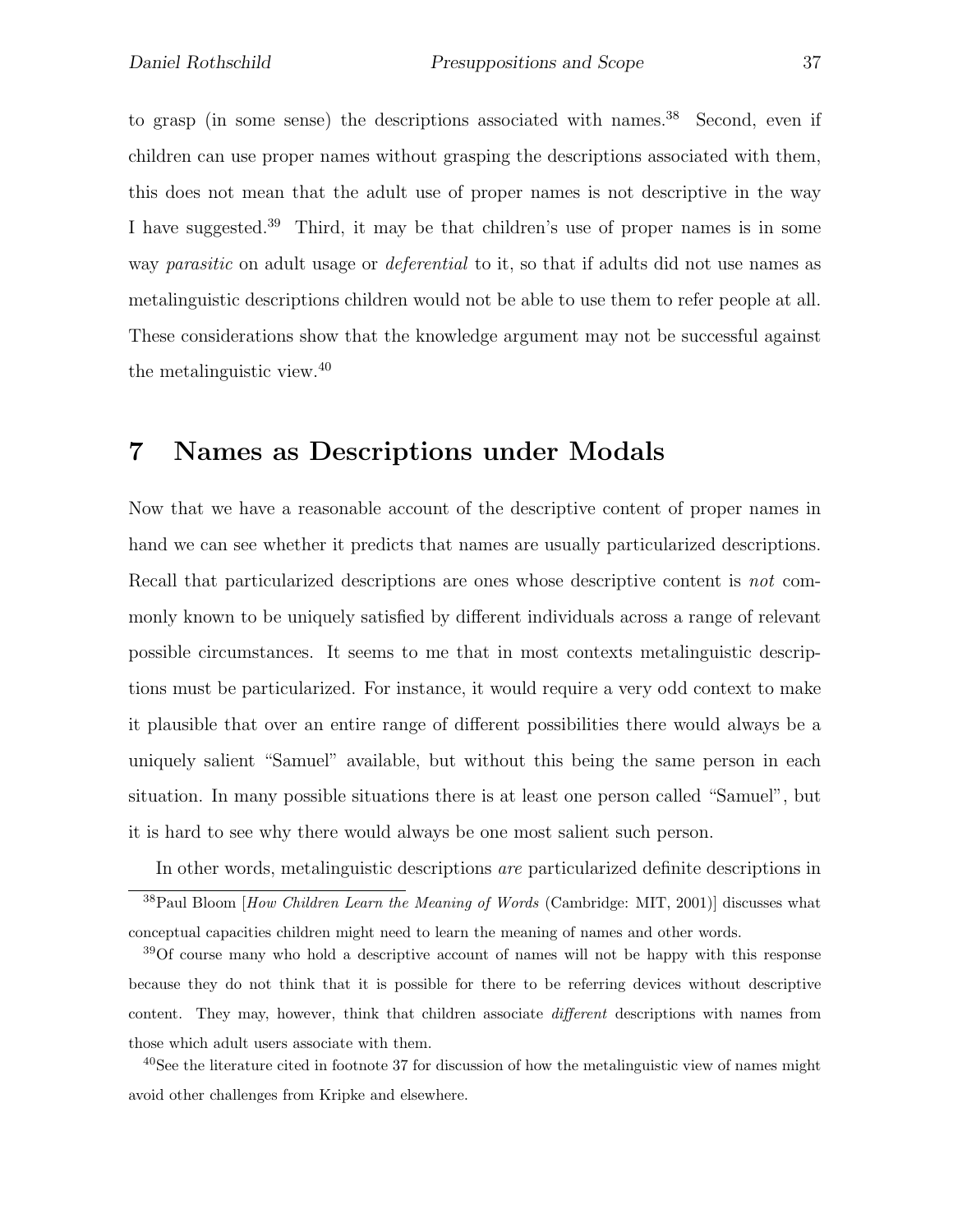to grasp (in some sense) the descriptions associated with names.[38] Second, even if children can use proper names without grasping the descriptions associated with them, this does not mean that the adult use of proper names is not descriptive in the way I have suggested.[39] Third, it may be that children's use of proper names is in some way *parasitic* on adult usage or *deferential* to it, so that if adults did not use names as metalinguistic descriptions children would not be able to use them to refer people at all. These considerations show that the knowledge argument may not be successful against the metalinguistic view.[40]

# 7 Names as Descriptions under Modals

Now that we have a reasonable account of the descriptive content of proper names in hand we can see whether it predicts that names are usually particularized descriptions. Recall that particularized descriptions are ones whose descriptive content is *not* commonly known to be uniquely satisfied by different individuals across a range of relevant possible circumstances. It seems to me that in most contexts metalinguistic descriptions must be particularized. For instance, it would require a very odd context to make it plausible that over an entire range of different possibilities there would always be a uniquely salient "Samuel" available, but without this being the same person in each situation. In many possible situations there is at least one person called "Samuel", but it is hard to see why there would always be one most salient such person.

In other words, metalinguistic descriptions *are* particularized definite descriptions in

---

[38] Paul Bloom [*How Children Learn the Meaning of Words* (Cambridge: MIT, 2001)] discusses what conceptual capacities children might need to learn the meaning of names and other words.

[39] Of course many who hold a descriptive account of names will not be happy with this response because they do not think that it is possible for there to be referring devices without descriptive content. They may, however, think that children associate *different* descriptions with names from those which adult users associate with them.

[40] See the literature cited in footnote 37 for discussion of how the metalinguistic view of names might avoid other challenges from Kripke and elsewhere.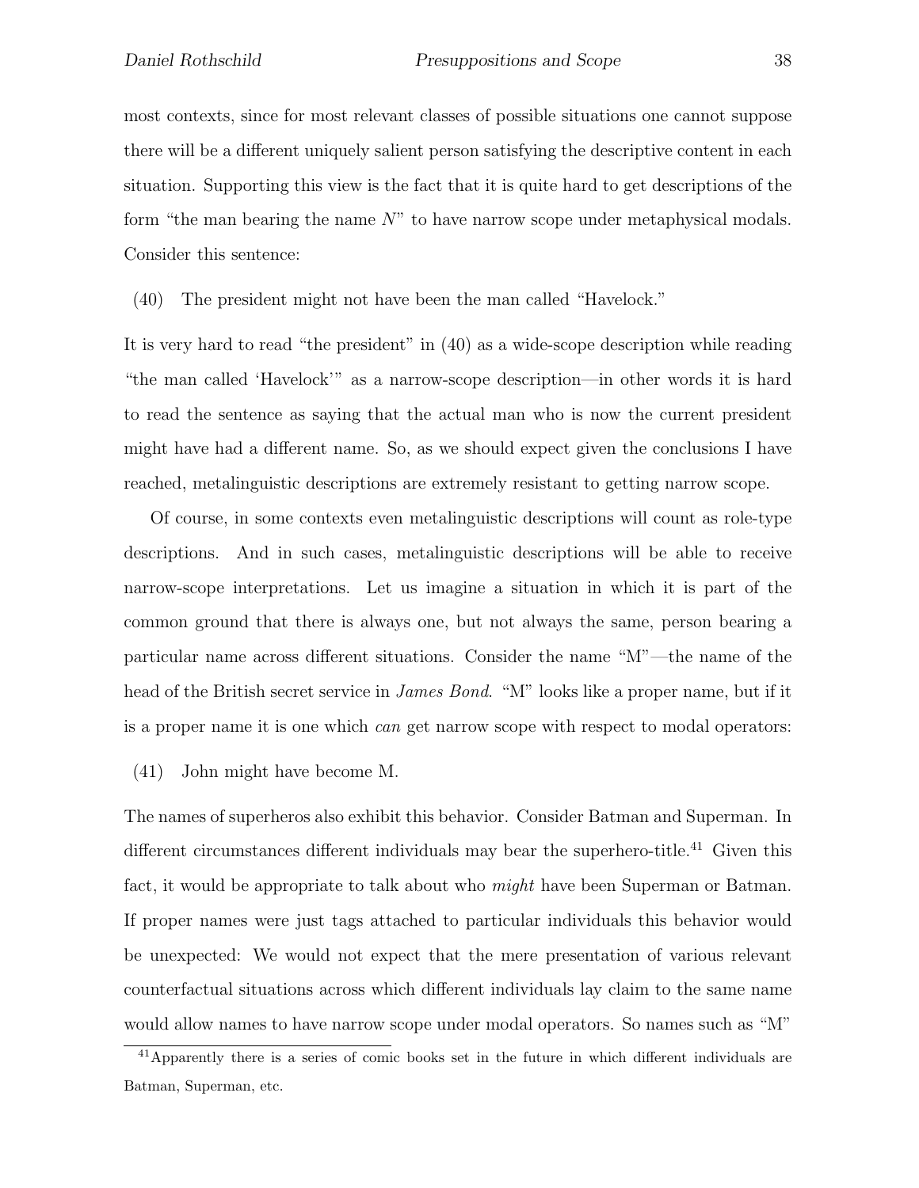most contexts, since for most relevant classes of possible situations one cannot suppose there will be a different uniquely salient person satisfying the descriptive content in each situation. Supporting this view is the fact that it is quite hard to get descriptions of the form "the man bearing the name *N*" to have narrow scope under metaphysical modals. Consider this sentence:

(40) The president might not have been the man called "Havelock."

It is very hard to read "the president" in (40) as a wide-scope description while reading "the man called 'Havelock'" as a narrow-scope description—in other words it is hard to read the sentence as saying that the actual man who is now the current president might have had a different name. So, as we should expect given the conclusions I have reached, metalinguistic descriptions are extremely resistant to getting narrow scope.

Of course, in some contexts even metalinguistic descriptions will count as role-type descriptions. And in such cases, metalinguistic descriptions will be able to receive narrow-scope interpretations. Let us imagine a situation in which it is part of the common ground that there is always one, but not always the same, person bearing a particular name across different situations. Consider the name "M"—the name of the head of the British secret service in *James Bond*. "M" looks like a proper name, but if it is a proper name it is one which *can* get narrow scope with respect to modal operators:

(41) John might have become M.

The names of superheros also exhibit this behavior. Consider Batman and Superman. In different circumstances different individuals may bear the superhero-title.[41] Given this fact, it would be appropriate to talk about who *might* have been Superman or Batman. If proper names were just tags attached to particular individuals this behavior would be unexpected: We would not expect that the mere presentation of various relevant counterfactual situations across which different individuals lay claim to the same name would allow names to have narrow scope under modal operators. So names such as "M"

[41] Apparently there is a series of comic books set in the future in which different individuals are Batman, Superman, etc.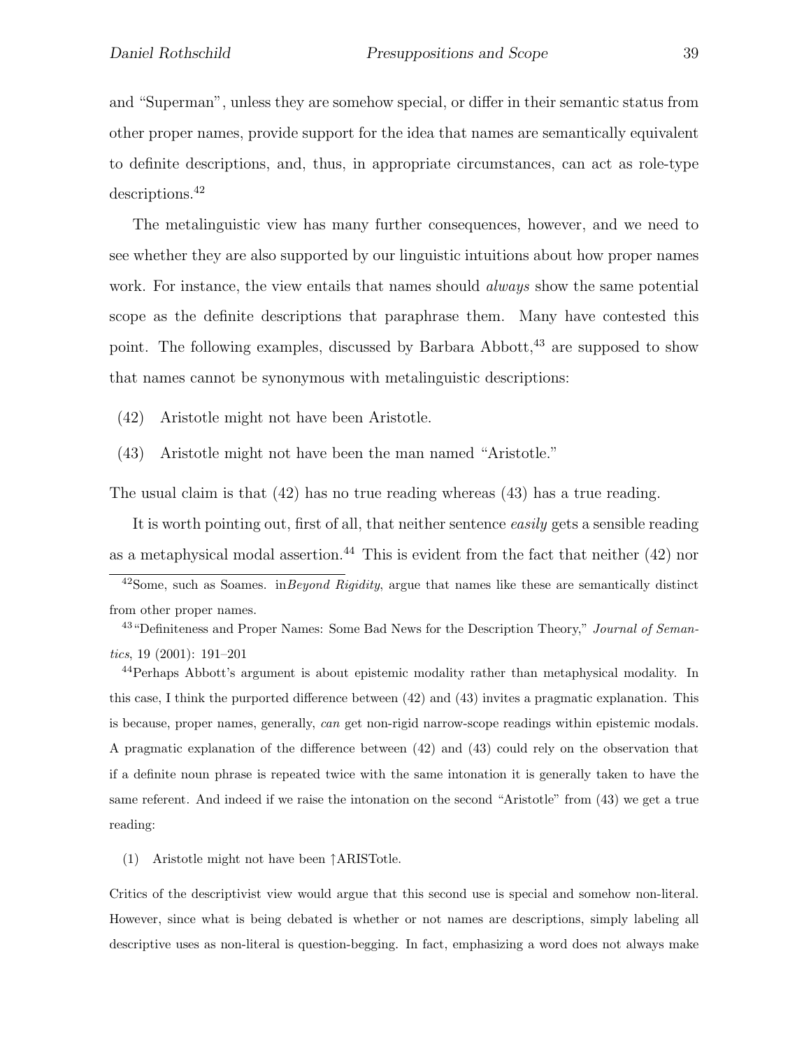and "Superman", unless they are somehow special, or differ in their semantic status from other proper names, provide support for the idea that names are semantically equivalent to definite descriptions, and, thus, in appropriate circumstances, can act as role-type descriptions.[42]

The metalinguistic view has many further consequences, however, and we need to see whether they are also supported by our linguistic intuitions about how proper names work. For instance, the view entails that names should *always* show the same potential scope as the definite descriptions that paraphrase them. Many have contested this point. The following examples, discussed by Barbara Abbott,[43] are supposed to show that names cannot be synonymous with metalinguistic descriptions:

(42) Aristotle might not have been Aristotle.

(43) Aristotle might not have been the man named "Aristotle."

The usual claim is that (42) has no true reading whereas (43) has a true reading.

It is worth pointing out, first of all, that neither sentence *easily* gets a sensible reading as a metaphysical modal assertion.[44] This is evident from the fact that neither (42) nor

---

[42]Some, such as Soames. in*Beyond Rigidity*, argue that names like these are semantically distinct from other proper names.

[43]"Definiteness and Proper Names: Some Bad News for the Description Theory," *Journal of Semantics*, 19 (2001): 191–201

[44]Perhaps Abbott's argument is about epistemic modality rather than metaphysical modality. In this case, I think the purported difference between (42) and (43) invites a pragmatic explanation. This is because, proper names, generally, *can* get non-rigid narrow-scope readings within epistemic modals. A pragmatic explanation of the difference between (42) and (43) could rely on the observation that if a definite noun phrase is repeated twice with the same intonation it is generally taken to have the same referent. And indeed if we raise the intonation on the second "Aristotle" from (43) we get a true reading:

(1) Aristotle might not have been ↑ARISTotle.

Critics of the descriptivist view would argue that this second use is special and somehow non-literal. However, since what is being debated is whether or not names are descriptions, simply labeling all descriptive uses as non-literal is question-begging. In fact, emphasizing a word does not always make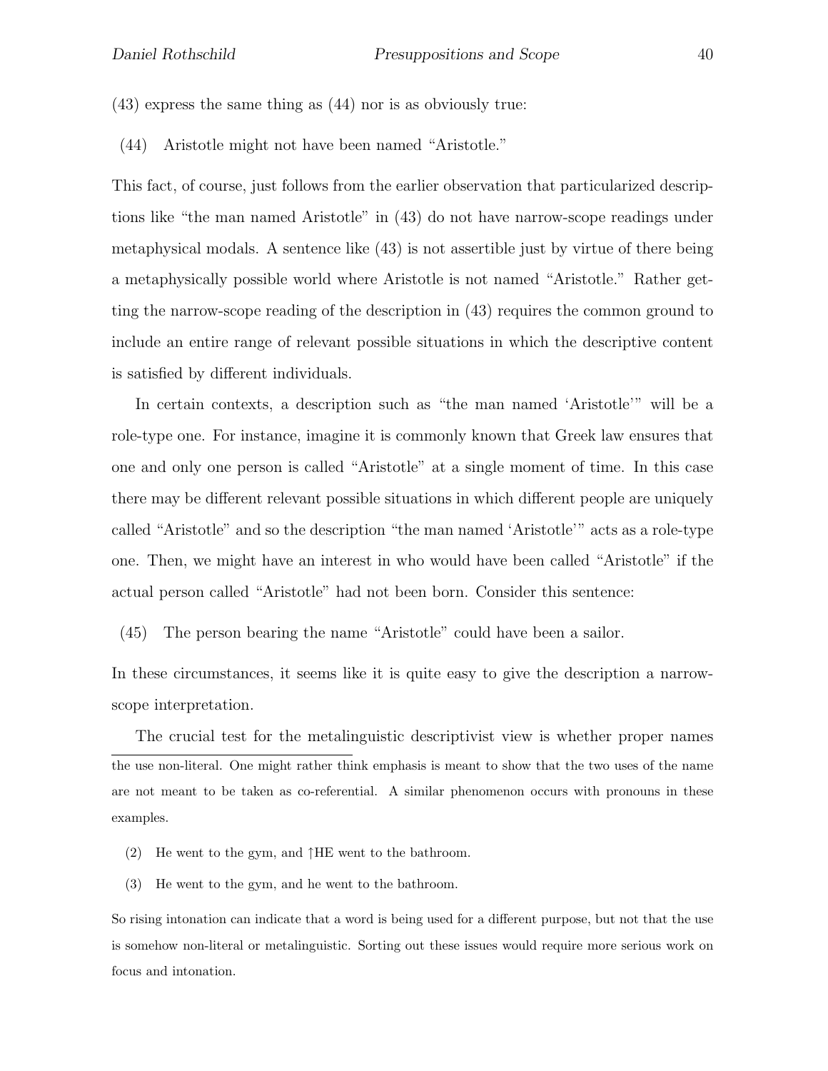(43) express the same thing as (44) nor is as obviously true:

(44) Aristotle might not have been named "Aristotle."

This fact, of course, just follows from the earlier observation that particularized descriptions like "the man named Aristotle" in (43) do not have narrow-scope readings under metaphysical modals. A sentence like (43) is not assertible just by virtue of there being a metaphysically possible world where Aristotle is not named "Aristotle." Rather getting the narrow-scope reading of the description in (43) requires the common ground to include an entire range of relevant possible situations in which the descriptive content is satisfied by different individuals.

In certain contexts, a description such as "the man named 'Aristotle'" will be a role-type one. For instance, imagine it is commonly known that Greek law ensures that one and only one person is called "Aristotle" at a single moment of time. In this case there may be different relevant possible situations in which different people are uniquely called "Aristotle" and so the description "the man named 'Aristotle'" acts as a role-type one. Then, we might have an interest in who would have been called "Aristotle" if the actual person called "Aristotle" had not been born. Consider this sentence:

(45) The person bearing the name "Aristotle" could have been a sailor.

In these circumstances, it seems like it is quite easy to give the description a narrow-scope interpretation.

The crucial test for the metalinguistic descriptivist view is whether proper names

---

the use non-literal. One might rather think emphasis is meant to show that the two uses of the name are not meant to be taken as co-referential. A similar phenomenon occurs with pronouns in these examples.

(2) He went to the gym, and ↑HE went to the bathroom.

(3) He went to the gym, and he went to the bathroom.

So rising intonation can indicate that a word is being used for a different purpose, but not that the use is somehow non-literal or metalinguistic. Sorting out these issues would require more serious work on focus and intonation.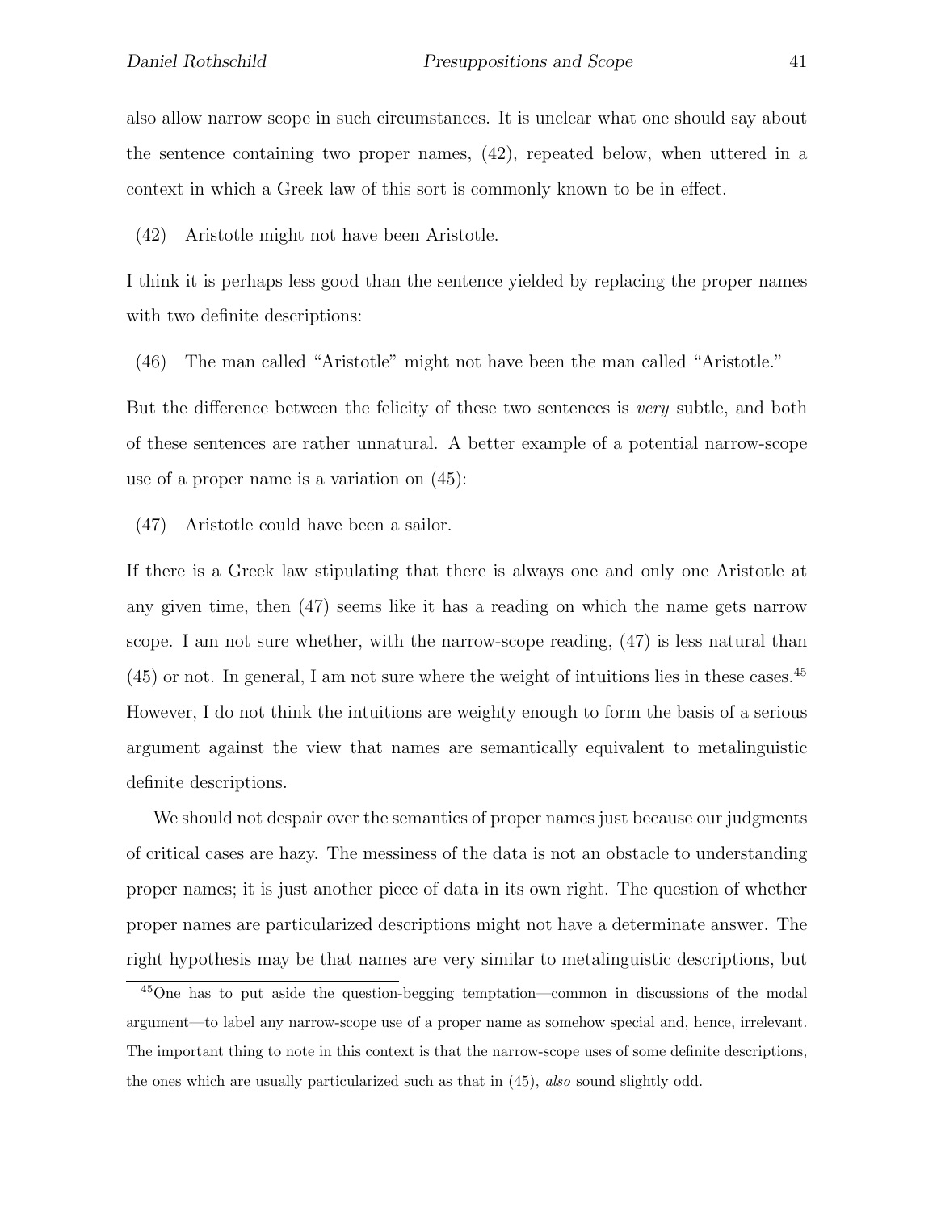also allow narrow scope in such circumstances. It is unclear what one should say about the sentence containing two proper names, (42), repeated below, when uttered in a context in which a Greek law of this sort is commonly known to be in effect.

(42) Aristotle might not have been Aristotle.

I think it is perhaps less good than the sentence yielded by replacing the proper names with two definite descriptions:

(46) The man called "Aristotle" might not have been the man called "Aristotle."

But the difference between the felicity of these two sentences is *very* subtle, and both of these sentences are rather unnatural. A better example of a potential narrow-scope use of a proper name is a variation on (45):

(47) Aristotle could have been a sailor.

If there is a Greek law stipulating that there is always one and only one Aristotle at any given time, then (47) seems like it has a reading on which the name gets narrow scope. I am not sure whether, with the narrow-scope reading, (47) is less natural than (45) or not. In general, I am not sure where the weight of intuitions lies in these cases.[45] However, I do not think the intuitions are weighty enough to form the basis of a serious argument against the view that names are semantically equivalent to metalinguistic definite descriptions.

We should not despair over the semantics of proper names just because our judgments of critical cases are hazy. The messiness of the data is not an obstacle to understanding proper names; it is just another piece of data in its own right. The question of whether proper names are particularized descriptions might not have a determinate answer. The right hypothesis may be that names are very similar to metalinguistic descriptions, but

[45]One has to put aside the question-begging temptation—common in discussions of the modal argument—to label any narrow-scope use of a proper name as somehow special and, hence, irrelevant. The important thing to note in this context is that the narrow-scope uses of some definite descriptions, the ones which are usually particularized such as that in (45), *also* sound slightly odd.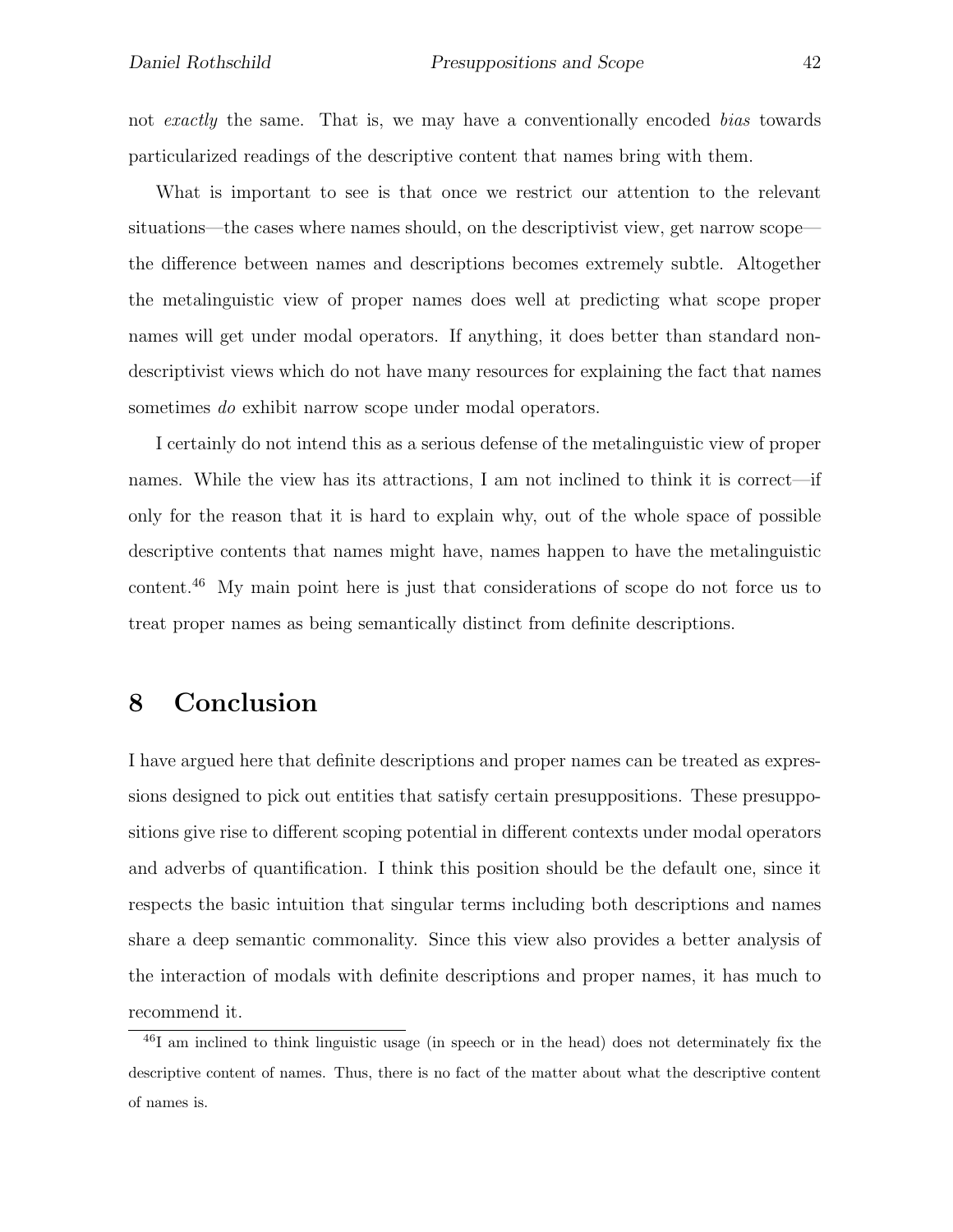not *exactly* the same. That is, we may have a conventionally encoded *bias* towards particularized readings of the descriptive content that names bring with them.

What is important to see is that once we restrict our attention to the relevant situations—the cases where names should, on the descriptivist view, get narrow scope—the difference between names and descriptions becomes extremely subtle. Altogether the metalinguistic view of proper names does well at predicting what scope proper names will get under modal operators. If anything, it does better than standard non-descriptivist views which do not have many resources for explaining the fact that names sometimes *do* exhibit narrow scope under modal operators.

I certainly do not intend this as a serious defense of the metalinguistic view of proper names. While the view has its attractions, I am not inclined to think it is correct—if only for the reason that it is hard to explain why, out of the whole space of possible descriptive contents that names might have, names happen to have the metalinguistic content.[46] My main point here is just that considerations of scope do not force us to treat proper names as being semantically distinct from definite descriptions.

## 8 Conclusion

I have argued here that definite descriptions and proper names can be treated as expressions designed to pick out entities that satisfy certain presuppositions. These presuppositions give rise to different scoping potential in different contexts under modal operators and adverbs of quantification. I think this position should be the default one, since it respects the basic intuition that singular terms including both descriptions and names share a deep semantic commonality. Since this view also provides a better analysis of the interaction of modals with definite descriptions and proper names, it has much to recommend it.

[46] I am inclined to think linguistic usage (in speech or in the head) does not determinately fix the descriptive content of names. Thus, there is no fact of the matter about what the descriptive content of names is.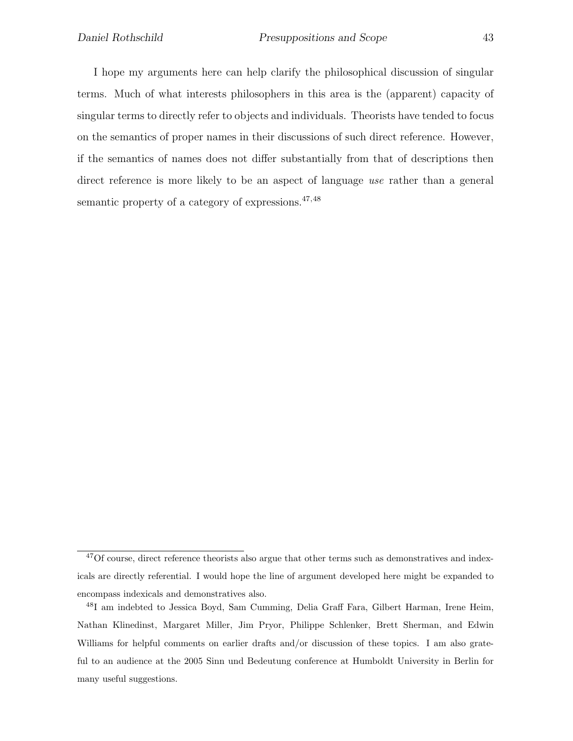I hope my arguments here can help clarify the philosophical discussion of singular terms. Much of what interests philosophers in this area is the (apparent) capacity of singular terms to directly refer to objects and individuals. Theorists have tended to focus on the semantics of proper names in their discussions of such direct reference. However, if the semantics of names does not differ substantially from that of descriptions then direct reference is more likely to be an aspect of language *use* rather than a general semantic property of a category of expressions.[47,48]

[47]Of course, direct reference theorists also argue that other terms such as demonstratives and indexicals are directly referential. I would hope the line of argument developed here might be expanded to encompass indexicals and demonstratives also.

[48]I am indebted to Jessica Boyd, Sam Cumming, Delia Graff Fara, Gilbert Harman, Irene Heim, Nathan Klinedinst, Margaret Miller, Jim Pryor, Philippe Schlenker, Brett Sherman, and Edwin Williams for helpful comments on earlier drafts and/or discussion of these topics. I am also grateful to an audience at the 2005 Sinn und Bedeutung conference at Humboldt University in Berlin for many useful suggestions.